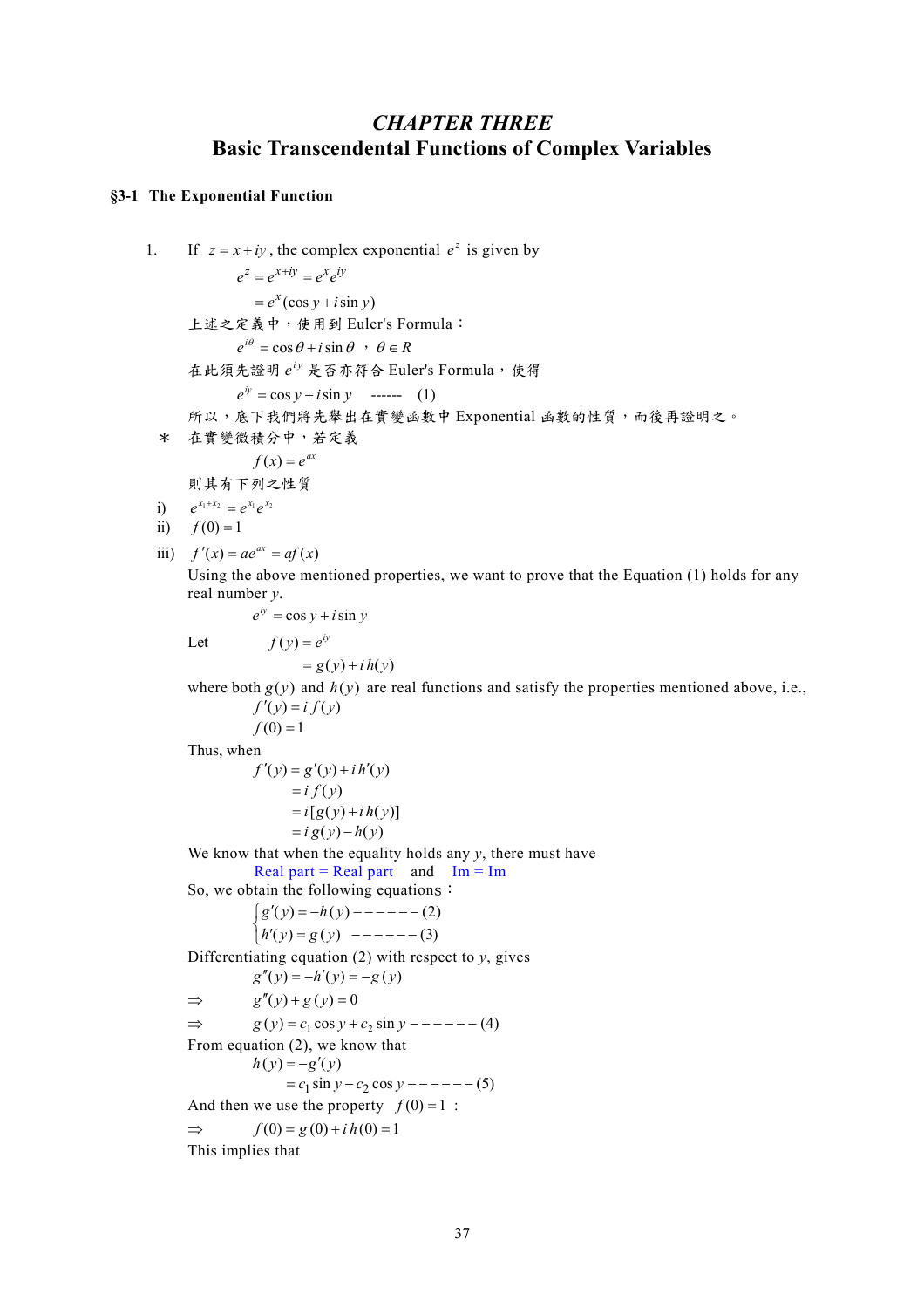# *CHAPTER THREE*
# Basic Transcendental Functions of Complex Variables

## §3-1 The Exponential Function

1. If $z = x + iy$, the complex exponential $e^z$ is given by

$$e^z = e^{x+iy} = e^x e^{iy}$$

$$= e^x(\cos y + i\sin y)$$

上述之定義中，使用到 Euler's Formula：

$$e^{i\theta} = \cos\theta + i\sin\theta \text{ ， } \theta \in R$$

在此須先證明 $e^{iy}$ 是否亦符合 Euler's Formula，使得

$$e^{iy} = \cos y + i\sin y \quad \text{------} \quad (1)$$

所以，底下我們將先舉出在實變函數中 Exponential 函數的性質，而後再證明之。

\* 在實變微積分中，若定義

$$f(x) = e^{ax}$$

則其有下列之性質

i) $e^{x_1+x_2} = e^{x_1}e^{x_2}$

ii) $f(0) = 1$

iii) $f'(x) = ae^{ax} = af(x)$

Using the above mentioned properties, we want to prove that the Equation (1) holds for any real number $y$.

$$e^{iy} = \cos y + i\sin y$$

Let $\quad f(y) = e^{iy}$

$$= g(y) + i\,h(y)$$

where both $g(y)$ and $h(y)$ are real functions and satisfy the properties mentioned above, i.e.,

$$f'(y) = i\,f(y)$$

$$f(0) = 1$$

Thus, when

$$f'(y) = g'(y) + i\,h'(y)$$

$$= i\,f(y)$$

$$= i[g(y) + i\,h(y)]$$

$$= i\,g(y) - h(y)$$

We know that when the equality holds any $y$, there must have

Real part = Real part and Im = Im

So, we obtain the following equations：

$$\begin{cases} g'(y) = -h(y) \text{------}(2) \\ h'(y) = g(y) \text{------}(3) \end{cases}$$

Differentiating equation (2) with respect to $y$, gives

$$g''(y) = -h'(y) = -g(y)$$

$$\Rightarrow \quad g''(y) + g(y) = 0$$

$$\Rightarrow \quad g(y) = c_1\cos y + c_2\sin y \text{------}(4)$$

From equation (2), we know that

$$h(y) = -g'(y)$$

$$= c_1\sin y - c_2\cos y \text{------}(5)$$

And then we use the property $f(0) = 1$ :

$$\Rightarrow \quad f(0) = g(0) + i\,h(0) = 1$$

This implies that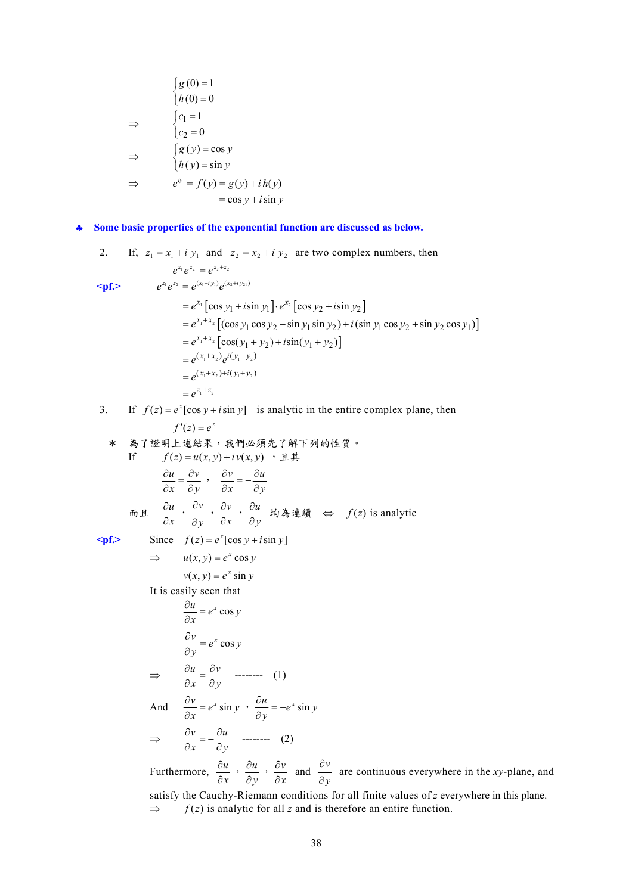$$\begin{cases} g(0) = 1 \\ h(0) = 0 \end{cases}$$

$$\Rightarrow \quad \begin{cases} c_1 = 1 \\ c_2 = 0 \end{cases}$$

$$\Rightarrow \quad \begin{cases} g(y) = \cos y \\ h(y) = \sin y \end{cases}$$

$$\Rightarrow \quad e^{iy} = f(y) = g(y) + i\,h(y)$$
$$= \cos y + i \sin y$$

♣ **Some basic properties of the exponential function are discussed as below.**

2. If, $z_1 = x_1 + i\,y_1$ and $z_2 = x_2 + i\,y_2$ are two complex numbers, then

$$e^{z_1} e^{z_2} = e^{z_1 + z_2}$$

**<pf.>**

$$e^{z_1} e^{z_2} = e^{(x_1 + i y_1)} e^{(x_2 + i y_{21})}$$
$$= e^{x_1}\left[\cos y_1 + i \sin y_1\right] \cdot e^{x_2}\left[\cos y_2 + i \sin y_2\right]$$
$$= e^{x_1 + x_2}\left[(\cos y_1 \cos y_2 - \sin y_1 \sin y_2) + i(\sin y_1 \cos y_2 + \sin y_2 \cos y_1)\right]$$
$$= e^{x_1 + x_2}\left[\cos(y_1 + y_2) + i \sin(y_1 + y_2)\right]$$
$$= e^{(x_1 + x_2)} e^{i(y_1 + y_2)}$$
$$= e^{(x_1 + x_2) + i(y_1 + y_2)}$$
$$= e^{z_1 + z_2}$$

3. If $f(z) = e^x[\cos y + i \sin y]$ is analytic in the entire complex plane, then

$$f'(z) = e^z$$

\* 為了證明上述結果，我們必須先了解下列的性質。

If $f(z) = u(x, y) + i\,v(x, y)$ ，且其

$$\frac{\partial u}{\partial x} = \frac{\partial v}{\partial y} \text{ ，} \frac{\partial v}{\partial x} = -\frac{\partial u}{\partial y}$$

而且 $\frac{\partial u}{\partial x}$ ，$\frac{\partial v}{\partial y}$ ，$\frac{\partial v}{\partial x}$ ，$\frac{\partial u}{\partial y}$ 均為連續 $\Leftrightarrow$ $f(z)$ is analytic

**<pf.>** Since $f(z) = e^x[\cos y + i \sin y]$

$$\Rightarrow \quad u(x, y) = e^x \cos y$$
$$v(x, y) = e^x \sin y$$

It is easily seen that

$$\frac{\partial u}{\partial x} = e^x \cos y$$

$$\frac{\partial v}{\partial y} = e^x \cos y$$

$$\Rightarrow \quad \frac{\partial u}{\partial x} = \frac{\partial v}{\partial y} \quad \text{--------} \quad (1)$$

And $\frac{\partial v}{\partial x} = e^x \sin y$ ，$\frac{\partial u}{\partial y} = -e^x \sin y$

$$\Rightarrow \quad \frac{\partial v}{\partial x} = -\frac{\partial u}{\partial y} \quad \text{--------} \quad (2)$$

Furthermore, $\frac{\partial u}{\partial x}$ ，$\frac{\partial u}{\partial y}$ ，$\frac{\partial v}{\partial x}$ and $\frac{\partial v}{\partial y}$ are continuous everywhere in the $xy$-plane, and satisfy the Cauchy-Riemann conditions for all finite values of $z$ everywhere in this plane.

$\Rightarrow$ $f(z)$ is analytic for all $z$ and is therefore an entire function.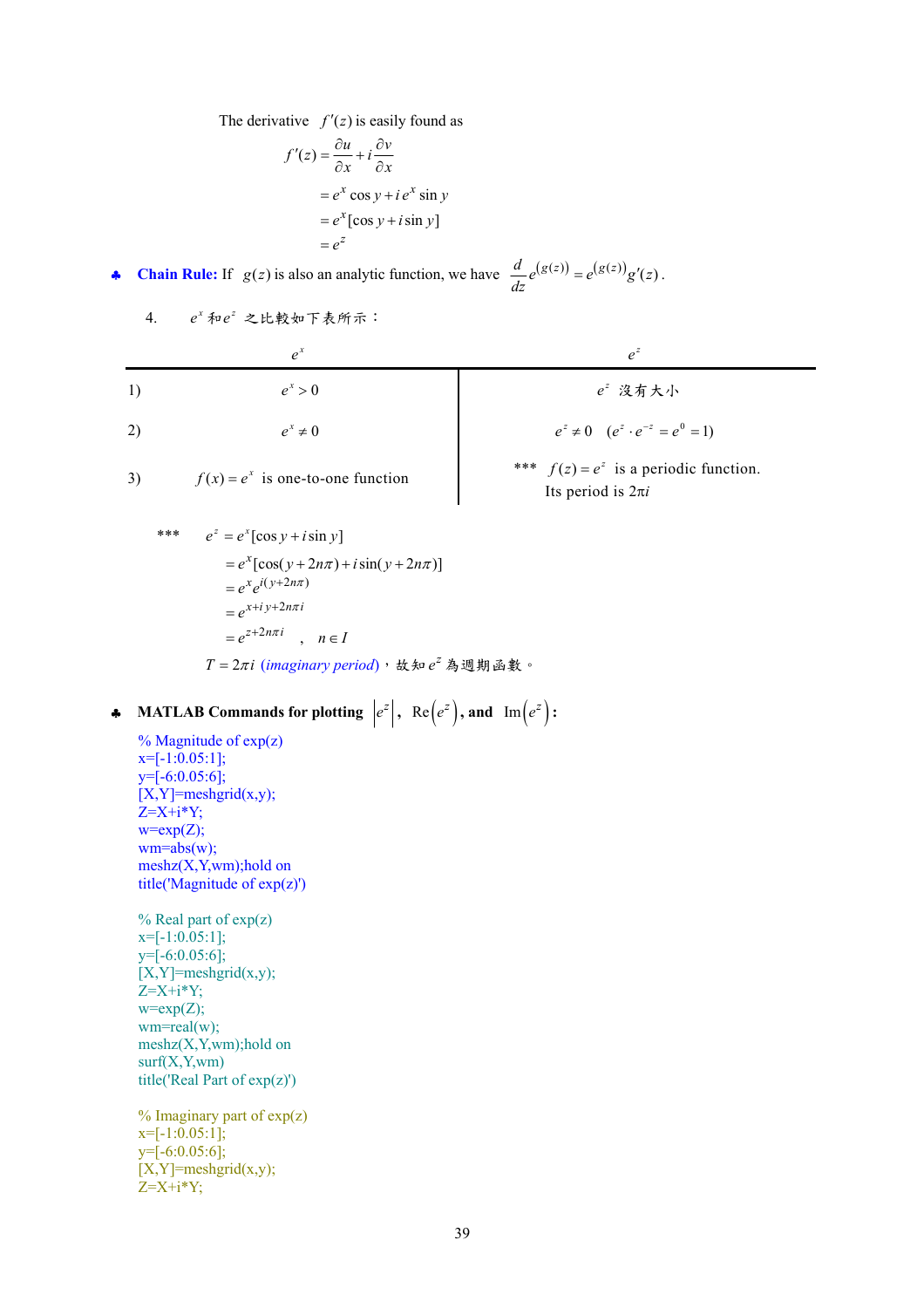The derivative $f'(z)$ is easily found as

$$
\begin{aligned}
f'(z) &= \frac{\partial u}{\partial x} + i\frac{\partial v}{\partial x} \\
&= e^x \cos y + i\, e^x \sin y \\
&= e^x[\cos y + i \sin y] \\
&= e^z
\end{aligned}
$$

♣ **Chain Rule:** If $g(z)$ is also an analytic function, we have $\frac{d}{dz}e^{(g(z))} = e^{(g(z))}g'(z)$.

4. $e^x$ 和 $e^z$ 之比較如下表所示：

| | $e^x$ | $e^z$ |
|---|---|---|
| 1) | $e^x > 0$ | $e^z$ 沒有大小 |
| 2) | $e^x \neq 0$ | $e^z \neq 0 \quad (e^z \cdot e^{-z} = e^0 = 1)$ |
| 3) | $f(x) = e^x$ is one-to-one function | *** $f(z) = e^z$ is a periodic function. Its period is $2\pi i$ |

***
$$
\begin{aligned}
e^z &= e^x[\cos y + i \sin y] \\
&= e^x[\cos(y + 2n\pi) + i \sin(y + 2n\pi)] \\
&= e^x e^{i(y+2n\pi)} \\
&= e^{x+iy+2n\pi i} \\
&= e^{z+2n\pi i} \quad , \quad n \in I
\end{aligned}
$$

$T = 2\pi i$ (*imaginary period*)，故知 $e^z$ 為週期函數。

♣ **MATLAB Commands for plotting** $\left|e^z\right|$, $\text{Re}\left(e^z\right)$, **and** $\text{Im}\left(e^z\right)$**:**

```
% Magnitude of exp(z)
x=[-1:0.05:1];
y=[-6:0.05:6];
[X,Y]=meshgrid(x,y);
Z=X+i*Y;
w=exp(Z);
wm=abs(w);
meshz(X,Y,wm);hold on
title('Magnitude of exp(z)')

% Real part of exp(z)
x=[-1:0.05:1];
y=[-6:0.05:6];
[X,Y]=meshgrid(x,y);
Z=X+i*Y;
w=exp(Z);
wm=real(w);
meshz(X,Y,wm);hold on
surf(X,Y,wm)
title('Real Part of exp(z)')

% Imaginary part of exp(z)
x=[-1:0.05:1];
y=[-6:0.05:6];
[X,Y]=meshgrid(x,y);
Z=X+i*Y;
```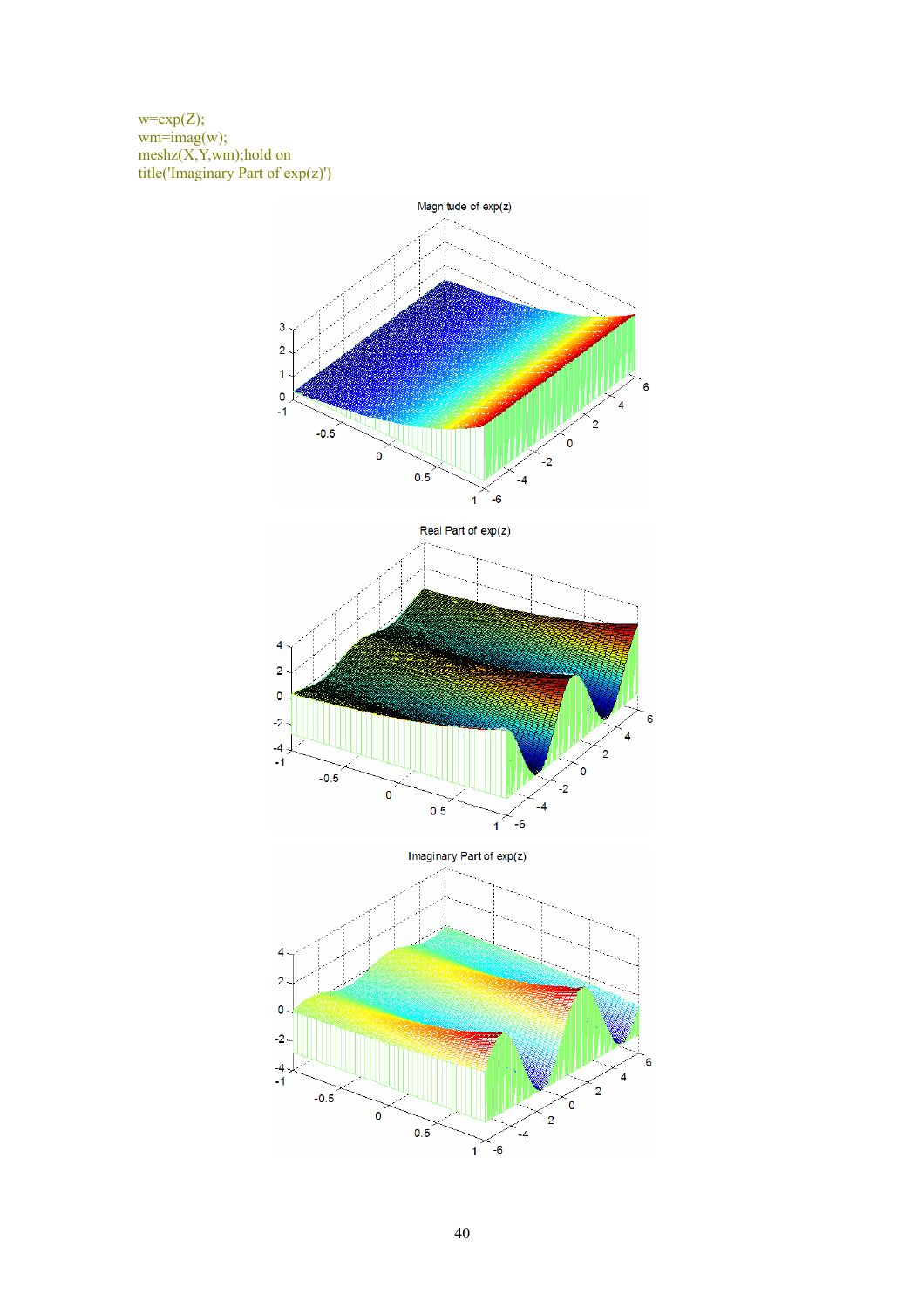```
w=exp(Z);
wm=imag(w);
meshz(X,Y,wm);hold on
title('Imaginary Part of exp(z)')
```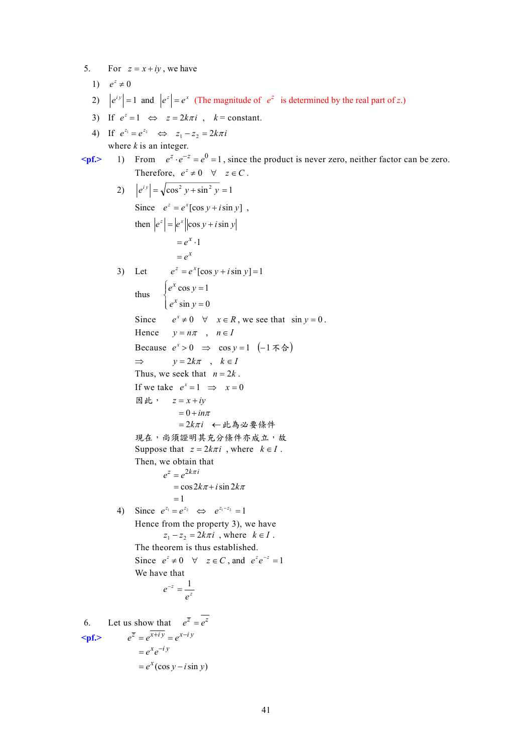5. For $z = x + iy$, we have

1) $e^z \neq 0$
2) $|e^{iy}| = 1$ and $|e^z| = e^x$ (The magnitude of $e^z$ is determined by the real part of $z$.)
3) If $e^z = 1 \iff z = 2k\pi i$ , $k =$ constant.
4) If $e^{z_1} = e^{z_2} \iff z_1 - z_2 = 2k\pi i$

where $k$ is an integer.

**<pf.>** 1) From $e^z \cdot e^{-z} = e^0 = 1$, since the product is never zero, neither factor can be zero.

Therefore, $e^z \neq 0 \quad \forall \quad z \in C$.

2) $|e^{iy}| = \sqrt{\cos^2 y + \sin^2 y} = 1$

Since $e^z = e^x[\cos y + i \sin y]$ ,

then $|e^z| = |e^x||\cos y + i \sin y|$

$$= e^x \cdot 1$$
$$= e^x$$

3) Let $e^z = e^x[\cos y + i \sin y] = 1$

thus $\begin{cases} e^x \cos y = 1 \\ e^x \sin y = 0 \end{cases}$

Since $e^x \neq 0 \quad \forall \quad x \in R$, we see that $\sin y = 0$.

Hence $y = n\pi$ , $n \in I$

Because $e^x > 0 \Rightarrow \cos y = 1$ $(-1$ 不合$)$

$\Rightarrow \quad y = 2k\pi$ , $k \in I$

Thus, we seek that $n = 2k$.

If we take $e^x = 1 \Rightarrow x = 0$

因此， $z = x + iy$

$$= 0 + in\pi$$
$$= 2k\pi i \quad \leftarrow \text{此為必要條件}$$

現在，尚須證明其充分條件亦成立，故

Suppose that $z = 2k\pi i$ , where $k \in I$.

Then, we obtain that

$$e^z = e^{2k\pi i}$$
$$= \cos 2k\pi + i \sin 2k\pi$$
$$= 1$$

4) Since $e^{z_1} = e^{z_2} \iff e^{z_1 - z_2} = 1$

Hence from the property 3), we have

$z_1 - z_2 = 2k\pi i$ , where $k \in I$.

The theorem is thus established.

Since $e^z \neq 0 \quad \forall \quad z \in C$, and $e^z e^{-z} = 1$

We have that

$$e^{-z} = \frac{1}{e^z}$$

6. Let us show that $e^{\bar{z}} = \overline{e^z}$

**<pf.>** $e^{\bar{z}} = e^{\overline{x+iy}} = e^{x-iy}$

$$= e^x e^{-iy}$$
$$= e^x(\cos y - i \sin y)$$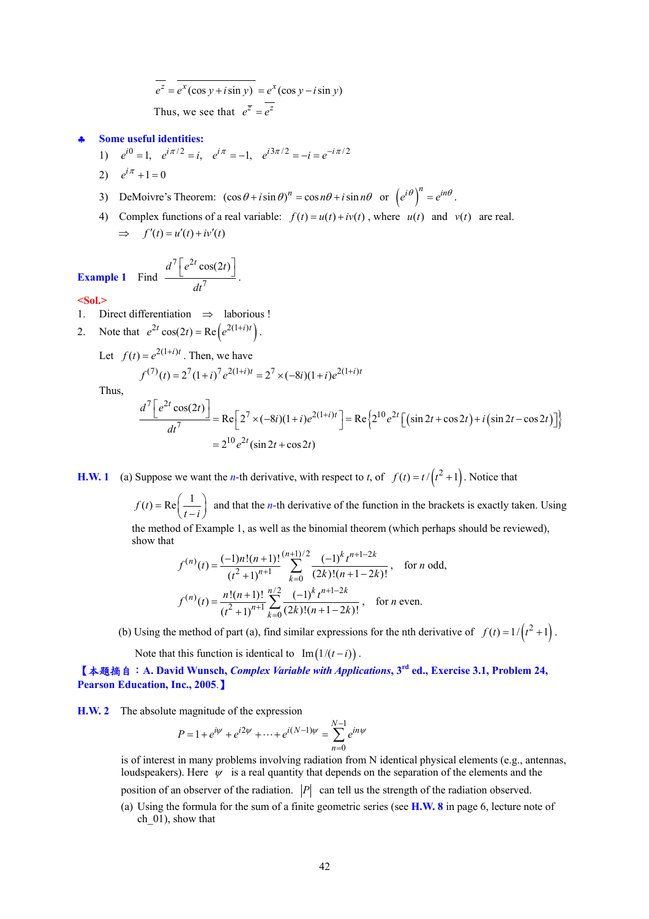$$\overline{e^z} = \overline{e^x(\cos y + i\sin y)} = e^x(\cos y - i\sin y)$$

Thus, we see that $e^{\bar{z}} = \overline{e^z}$

♣ **Some useful identities:**

1) $e^{i0} = 1, \quad e^{i\pi/2} = i, \quad e^{i\pi} = -1, \quad e^{i3\pi/2} = -i = e^{-i\pi/2}$
2) $e^{i\pi} + 1 = 0$
3) DeMoivre's Theorem: $(\cos\theta + i\sin\theta)^n = \cos n\theta + i\sin n\theta$ or $\left(e^{i\theta}\right)^n = e^{in\theta}$.
4) Complex functions of a real variable: $f(t) = u(t) + iv(t)$, where $u(t)$ and $v(t)$ are real.
   $\Rightarrow \quad f'(t) = u'(t) + iv'(t)$

**Example 1** Find $\dfrac{d^7\left[e^{2t}\cos(2t)\right]}{dt^7}$.

**<Sol.>**

1. Direct differentiation $\Rightarrow$ laborious !
2. Note that $e^{2t}\cos(2t) = \mathrm{Re}\left(e^{2(1+i)t}\right)$.

   Let $f(t) = e^{2(1+i)t}$. Then, we have

$$f^{(7)}(t) = 2^7(1+i)^7 e^{2(1+i)t} = 2^7 \times (-8i)(1+i)e^{2(1+i)t}$$

   Thus,

$$\frac{d^7\left[e^{2t}\cos(2t)\right]}{dt^7} = \mathrm{Re}\left[2^7 \times (-8i)(1+i)e^{2(1+i)t}\right] = \mathrm{Re}\left\{2^{10}e^{2t}\left[\left(\sin 2t + \cos 2t\right) + i\left(\sin 2t - \cos 2t\right)\right]\right\}$$

$$= 2^{10}e^{2t}(\sin 2t + \cos 2t)$$

**H.W. 1** (a) Suppose we want the $n$-th derivative, with respect to $t$, of $f(t) = t/\left(t^2+1\right)$. Notice that $f(t) = \mathrm{Re}\left(\dfrac{1}{t-i}\right)$ and that the $n$-th derivative of the function in the brackets is exactly taken. Using the method of Example 1, as well as the binomial theorem (which perhaps should be reviewed), show that

$$f^{(n)}(t) = \frac{(-1)n!(n+1)!}{(t^2+1)^{n+1}} \sum_{k=0}^{(n+1)/2} \frac{(-1)^k t^{n+1-2k}}{(2k)!(n+1-2k)!}, \quad \text{for } n \text{ odd},$$

$$f^{(n)}(t) = \frac{n!(n+1)!}{(t^2+1)^{n+1}} \sum_{k=0}^{n/2} \frac{(-1)^k t^{n+1-2k}}{(2k)!(n+1-2k)!}, \quad \text{for } n \text{ even}.$$

(b) Using the method of part (a), find similar expressions for the nth derivative of $f(t) = 1/\left(t^2+1\right)$.

Note that this function is identical to $\mathrm{Im}\left(1/(t-i)\right)$.

**【本題摘自：A. David Wunsch, *Complex Variable with Applications*, 3[rd] ed., Exercise 3.1, Problem 24, Pearson Education, Inc., 2005.】**

**H.W. 2** The absolute magnitude of the expression

$$P = 1 + e^{i\psi} + e^{i2\psi} + \cdots + e^{i(N-1)\psi} = \sum_{n=0}^{N-1} e^{in\psi}$$

is of interest in many problems involving radiation from N identical physical elements (e.g., antennas, loudspeakers). Here $\psi$ is a real quantity that depends on the separation of the elements and the position of an observer of the radiation. $|P|$ can tell us the strength of the radiation observed.

(a) Using the formula for the sum of a finite geometric series (see **H.W. 8** in page 6, lecture note of ch_01), show that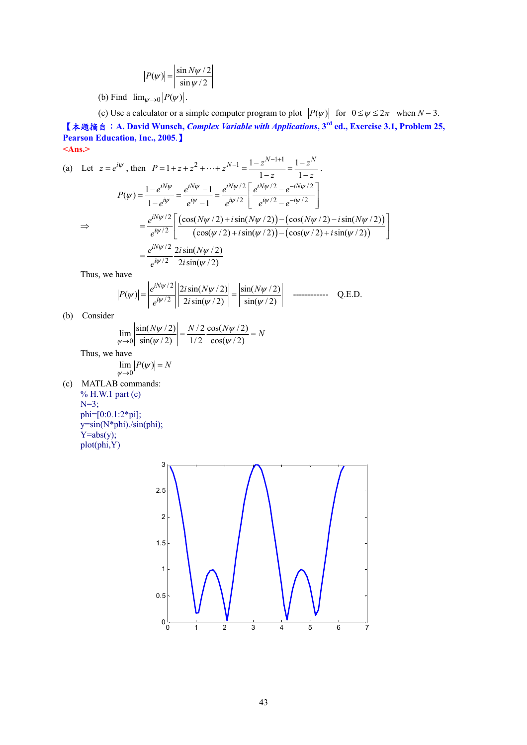$$|P(\psi)| = \left|\frac{\sin N\psi/2}{\sin\psi/2}\right|$$

(b) Find $\lim_{\psi\to 0}|P(\psi)|$.

(c) Use a calculator or a simple computer program to plot $|P(\psi)|$ for $0 \le \psi \le 2\pi$ when $N = 3$.

**【本題摘自：A. David Wunsch, *Complex Variable with Applications*, 3rd ed., Exercise 3.1, Problem 25, Pearson Education, Inc., 2005.】**

**<Ans.>**

(a) Let $z = e^{i\psi}$, then $P = 1 + z + z^2 + \cdots + z^{N-1} = \dfrac{1-z^{N-1+1}}{1-z} = \dfrac{1-z^N}{1-z}$.

$$P(\psi) = \frac{1-e^{iN\psi}}{1-e^{i\psi}} = \frac{e^{iN\psi}-1}{e^{i\psi}-1} = \frac{e^{iN\psi/2}}{e^{i\psi/2}}\left[\frac{e^{iN\psi/2}-e^{-iN\psi/2}}{e^{i\psi/2}-e^{-i\psi/2}}\right]$$

$$\Rightarrow \quad = \frac{e^{iN\psi/2}}{e^{i\psi/2}}\left[\frac{(\cos(N\psi/2)+i\sin(N\psi/2))-(\cos(N\psi/2)-i\sin(N\psi/2))}{(\cos(\psi/2)+i\sin(\psi/2))-(\cos(\psi/2)+i\sin(\psi/2))}\right]$$

$$= \frac{e^{iN\psi/2}}{e^{i\psi/2}}\frac{2i\sin(N\psi/2)}{2i\sin(\psi/2)}$$

Thus, we have

$$|P(\psi)| = \left|\frac{e^{iN\psi/2}}{e^{i\psi/2}}\right|\left|\frac{2i\sin(N\psi/2)}{2i\sin(\psi/2)}\right| = \left|\frac{\sin(N\psi/2)}{\sin(\psi/2)}\right| \quad \text{------------} \quad \text{Q.E.D.}$$

(b) Consider

$$\lim_{\psi\to 0}\left|\frac{\sin(N\psi/2)}{\sin(\psi/2)}\right| = \frac{N/2}{1/2}\frac{\cos(N\psi/2)}{\cos(\psi/2)} = N$$

Thus, we have

$$\lim_{\psi\to 0}|P(\psi)| = N$$

(c) MATLAB commands:

```
% H.W.1 part (c)
N=3;
phi=[0:0.1:2*pi];
y=sin(N*phi)./sin(phi);
Y=abs(y);
plot(phi,Y)
```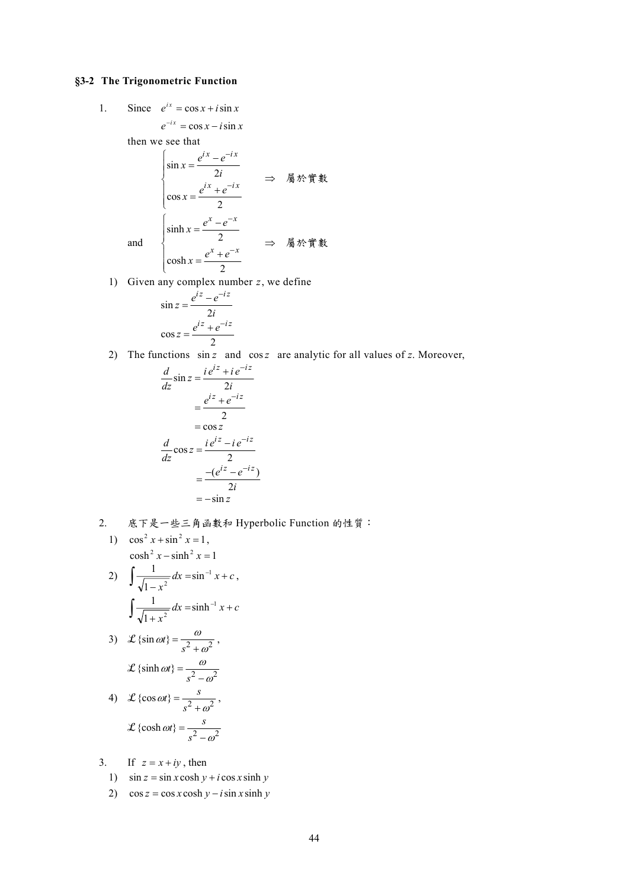## §3-2 The Trigonometric Function

1. Since $e^{ix} = \cos x + i\sin x$

   $e^{-ix} = \cos x - i\sin x$

   then we see that

$$\begin{cases} \sin x = \dfrac{e^{ix} - e^{-ix}}{2i} \\ \cos x = \dfrac{e^{ix} + e^{-ix}}{2} \end{cases} \Rightarrow \text{屬於實數}$$

   and

$$\begin{cases} \sinh x = \dfrac{e^{x} - e^{-x}}{2} \\ \cosh x = \dfrac{e^{x} + e^{-x}}{2} \end{cases} \Rightarrow \text{屬於實數}$$

   1) Given any complex number $z$, we define

$$\sin z = \frac{e^{iz} - e^{-iz}}{2i}$$

$$\cos z = \frac{e^{iz} + e^{-iz}}{2}$$

   2) The functions $\sin z$ and $\cos z$ are analytic for all values of $z$. Moreover,

$$\frac{d}{dz}\sin z = \frac{i\,e^{iz} + i\,e^{-iz}}{2i} = \frac{e^{iz} + e^{-iz}}{2} = \cos z$$

$$\frac{d}{dz}\cos z = \frac{i\,e^{iz} - i\,e^{-iz}}{2} = \frac{-(e^{iz} - e^{-iz})}{2i} = -\sin z$$

2. 底下是一些三角函數和 Hyperbolic Function 的性質：

   1) $\cos^2 x + \sin^2 x = 1$,

      $\cosh^2 x - \sinh^2 x = 1$

   2) $\displaystyle\int \frac{1}{\sqrt{1-x^2}}\,dx = \sin^{-1} x + c$,

      $\displaystyle\int \frac{1}{\sqrt{1+x^2}}\,dx = \sinh^{-1} x + c$

   3) $\mathcal{L}\{\sin \omega t\} = \dfrac{\omega}{s^2 + \omega^2}$,

      $\mathcal{L}\{\sinh \omega t\} = \dfrac{\omega}{s^2 - \omega^2}$

   4) $\mathcal{L}\{\cos \omega t\} = \dfrac{s}{s^2 + \omega^2}$,

      $\mathcal{L}\{\cosh \omega t\} = \dfrac{s}{s^2 - \omega^2}$

3. If $z = x + iy$, then

   1) $\sin z = \sin x \cosh y + i\cos x \sinh y$

   2) $\cos z = \cos x \cosh y - i\sin x \sinh y$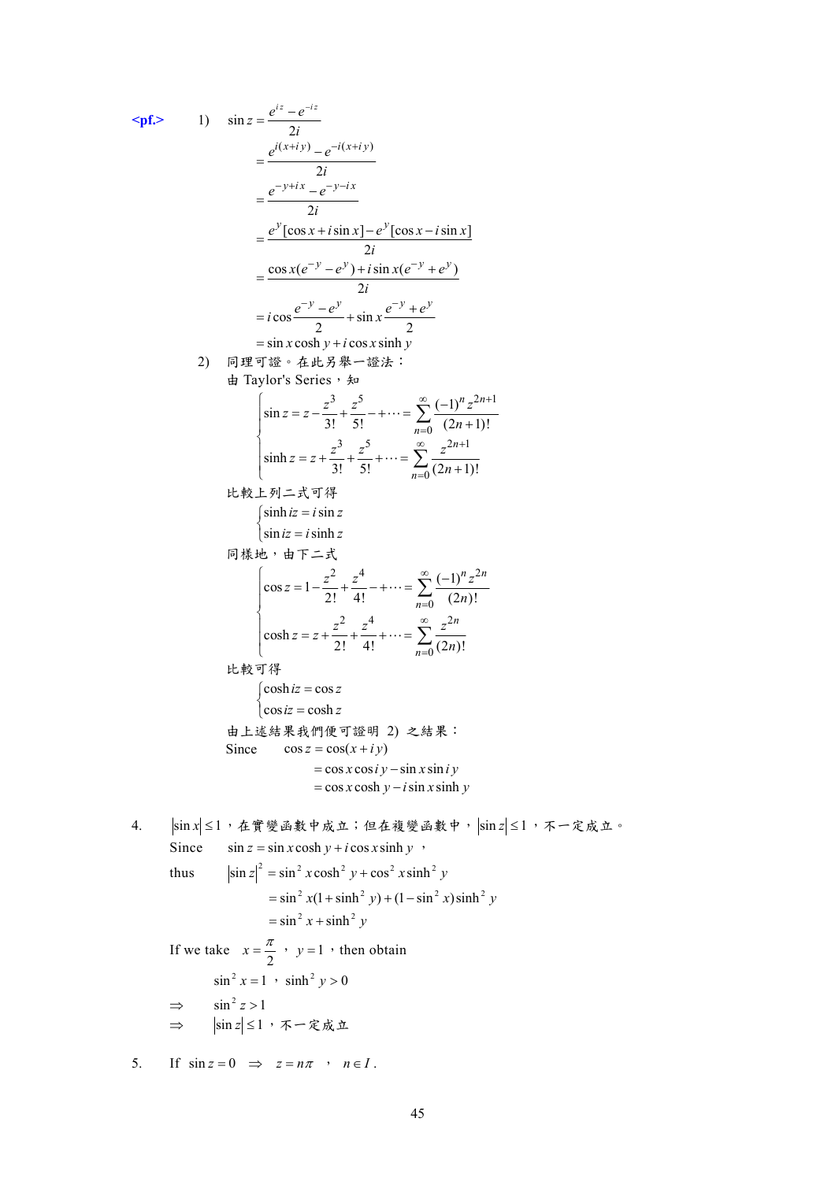**<pf.>** 1) 

$$
\begin{aligned}
\sin z &= \frac{e^{iz}-e^{-iz}}{2i} \\
&= \frac{e^{i(x+iy)}-e^{-i(x+iy)}}{2i} \\
&= \frac{e^{-y+ix}-e^{-y-ix}}{2i} \\
&= \frac{e^{y}[\cos x+i\sin x]-e^{y}[\cos x-i\sin x]}{2i} \\
&= \frac{\cos x(e^{-y}-e^{y})+i\sin x(e^{-y}+e^{y})}{2i} \\
&= i\cos\frac{e^{-y}-e^{y}}{2}+\sin x\frac{e^{-y}+e^{y}}{2} \\
&= \sin x\cosh y+i\cos x\sinh y
\end{aligned}
$$

2) 同理可證。在此另舉一證法：

由 Taylor's Series，知

$$
\begin{cases}
\sin z = z-\dfrac{z^3}{3!}+\dfrac{z^5}{5!}-+\cdots=\displaystyle\sum_{n=0}^{\infty}\frac{(-1)^n z^{2n+1}}{(2n+1)!} \\
\sinh z = z+\dfrac{z^3}{3!}+\dfrac{z^5}{5!}+\cdots=\displaystyle\sum_{n=0}^{\infty}\frac{z^{2n+1}}{(2n+1)!}
\end{cases}
$$

比較上列二式可得

$$
\begin{cases}
\sinh iz = i\sin z \\
\sin iz = i\sinh z
\end{cases}
$$

同樣地，由下二式

$$
\begin{cases}
\cos z = 1-\dfrac{z^2}{2!}+\dfrac{z^4}{4!}-+\cdots=\displaystyle\sum_{n=0}^{\infty}\frac{(-1)^n z^{2n}}{(2n)!} \\
\cosh z = z+\dfrac{z^2}{2!}+\dfrac{z^4}{4!}+\cdots=\displaystyle\sum_{n=0}^{\infty}\frac{z^{2n}}{(2n)!}
\end{cases}
$$

比較可得

$$
\begin{cases}
\cosh iz = \cos z \\
\cos iz = \cosh z
\end{cases}
$$

由上述結果我們便可證明 2) 之結果：

Since

$$
\begin{aligned}
\cos z &= \cos(x+iy) \\
&= \cos x\cos iy-\sin x\sin iy \\
&= \cos x\cosh y-i\sin x\sinh y
\end{aligned}
$$

4. $|\sin x|\le 1$，在實變函數中成立；但在複變函數中，$|\sin z|\le 1$，不一定成立。

Since $\sin z=\sin x\cosh y+i\cos x\sinh y$ ，

thus

$$
\begin{aligned}
|\sin z|^2 &= \sin^2 x\cosh^2 y+\cos^2 x\sinh^2 y \\
&= \sin^2 x(1+\sinh^2 y)+(1-\sin^2 x)\sinh^2 y \\
&= \sin^2 x+\sinh^2 y
\end{aligned}
$$

If we take $x=\dfrac{\pi}{2}$ ， $y=1$，then obtain

$\sin^2 x=1$ ， $\sinh^2 y>0$

$\Rightarrow$ $\sin^2 z>1$

$\Rightarrow$ $|\sin z|\le 1$，不一定成立

5. If $\sin z=0 \ \Rightarrow \ z=n\pi$ ， $n\in I$ .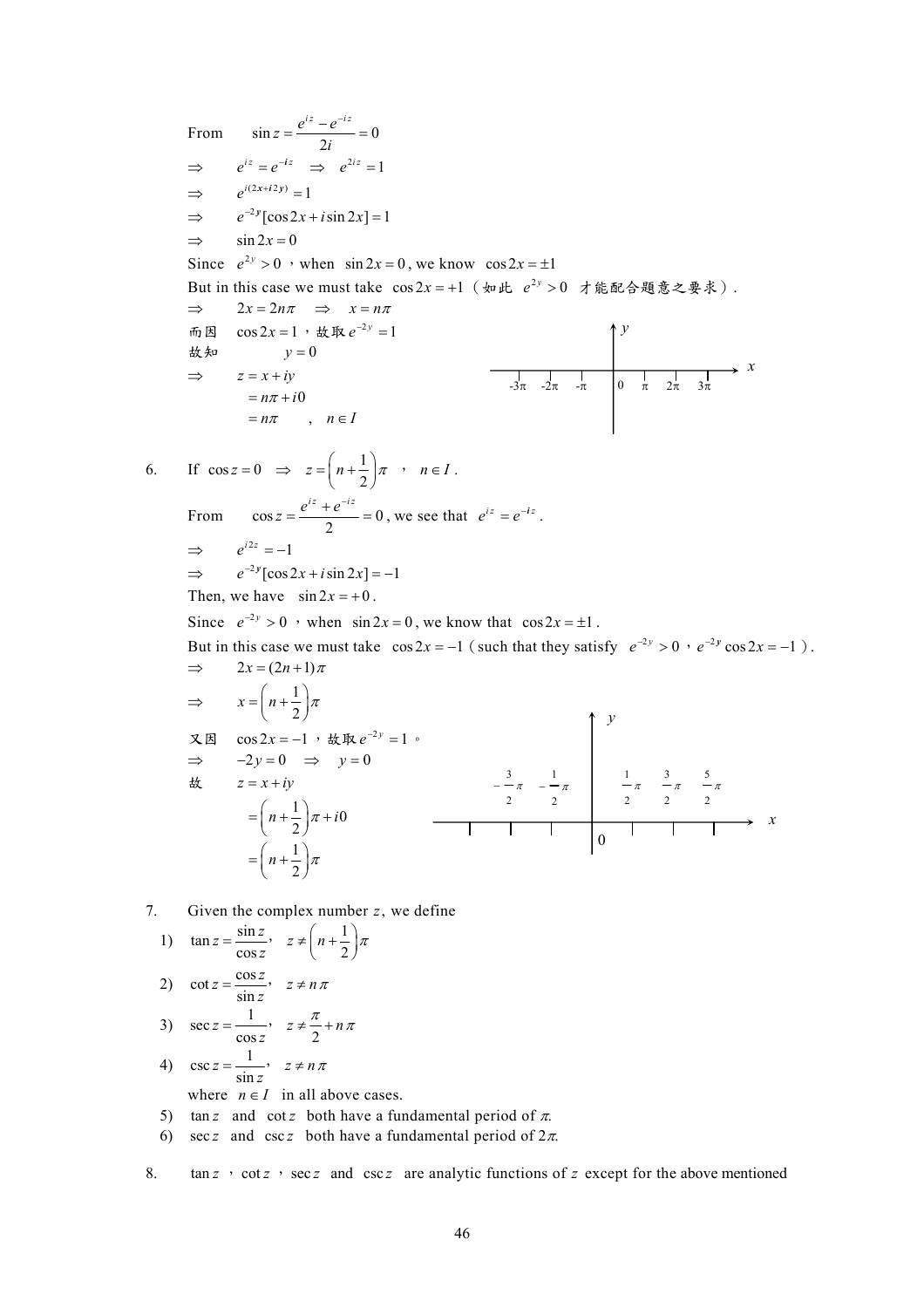From $\quad \sin z = \dfrac{e^{iz} - e^{-iz}}{2i} = 0$

$\Rightarrow \quad e^{iz} = e^{-iz} \quad \Rightarrow \quad e^{2iz} = 1$

$\Rightarrow \quad e^{i(2x+i2y)} = 1$

$\Rightarrow \quad e^{-2y}[\cos 2x + i\sin 2x] = 1$

$\Rightarrow \quad \sin 2x = 0$

Since $e^{2y} > 0$ ，when $\sin 2x = 0$, we know $\cos 2x = \pm 1$

But in this case we must take $\cos 2x = +1$（如此 $e^{2y} > 0$ 才能配合題意之要求）.

$\Rightarrow \quad 2x = 2n\pi \quad \Rightarrow \quad x = n\pi$

而因 $\cos 2x = 1$ ，故取 $e^{-2y} = 1$

故知 $\quad y = 0$

$\Rightarrow \quad z = x + iy$

$\quad = n\pi + i0$

$\quad = n\pi \quad , \quad n \in I$

6. If $\cos z = 0 \quad \Rightarrow \quad z = \left(n + \dfrac{1}{2}\right)\pi$ ， $n \in I$ .

From $\quad \cos z = \dfrac{e^{iz} + e^{-iz}}{2} = 0$, we see that $e^{iz} = e^{-iz}$ .

$\Rightarrow \quad e^{i2z} = -1$

$\Rightarrow \quad e^{-2y}[\cos 2x + i\sin 2x] = -1$

Then, we have $\sin 2x = +0$ .

Since $e^{-2y} > 0$ ，when $\sin 2x = 0$, we know that $\cos 2x = \pm 1$ .

But in this case we must take $\cos 2x = -1$ (such that they satisfy $e^{-2y} > 0$ ，$e^{-2y}\cos 2x = -1$ ).

$\Rightarrow \quad 2x = (2n+1)\pi$

$\Rightarrow \quad x = \left(n + \dfrac{1}{2}\right)\pi$

又因 $\cos 2x = -1$ ，故取 $e^{-2y} = 1$ 。

$\Rightarrow \quad -2y = 0 \quad \Rightarrow \quad y = 0$

故 $\quad z = x + iy$

$\quad = \left(n + \dfrac{1}{2}\right)\pi + i0$

$\quad = \left(n + \dfrac{1}{2}\right)\pi$

7. Given the complex number $z$, we define

1) $\tan z = \dfrac{\sin z}{\cos z}$, $\quad z \neq \left(n + \dfrac{1}{2}\right)\pi$

2) $\cot z = \dfrac{\cos z}{\sin z}$, $\quad z \neq n\pi$

3) $\sec z = \dfrac{1}{\cos z}$, $\quad z \neq \dfrac{\pi}{2} + n\pi$

4) $\csc z = \dfrac{1}{\sin z}$, $\quad z \neq n\pi$

where $n \in I$ in all above cases.

5) $\tan z$ and $\cot z$ both have a fundamental period of $\pi$.

6) $\sec z$ and $\csc z$ both have a fundamental period of $2\pi$.

8. $\tan z$ ，$\cot z$ ，$\sec z$ and $\csc z$ are analytic functions of $z$ except for the above mentioned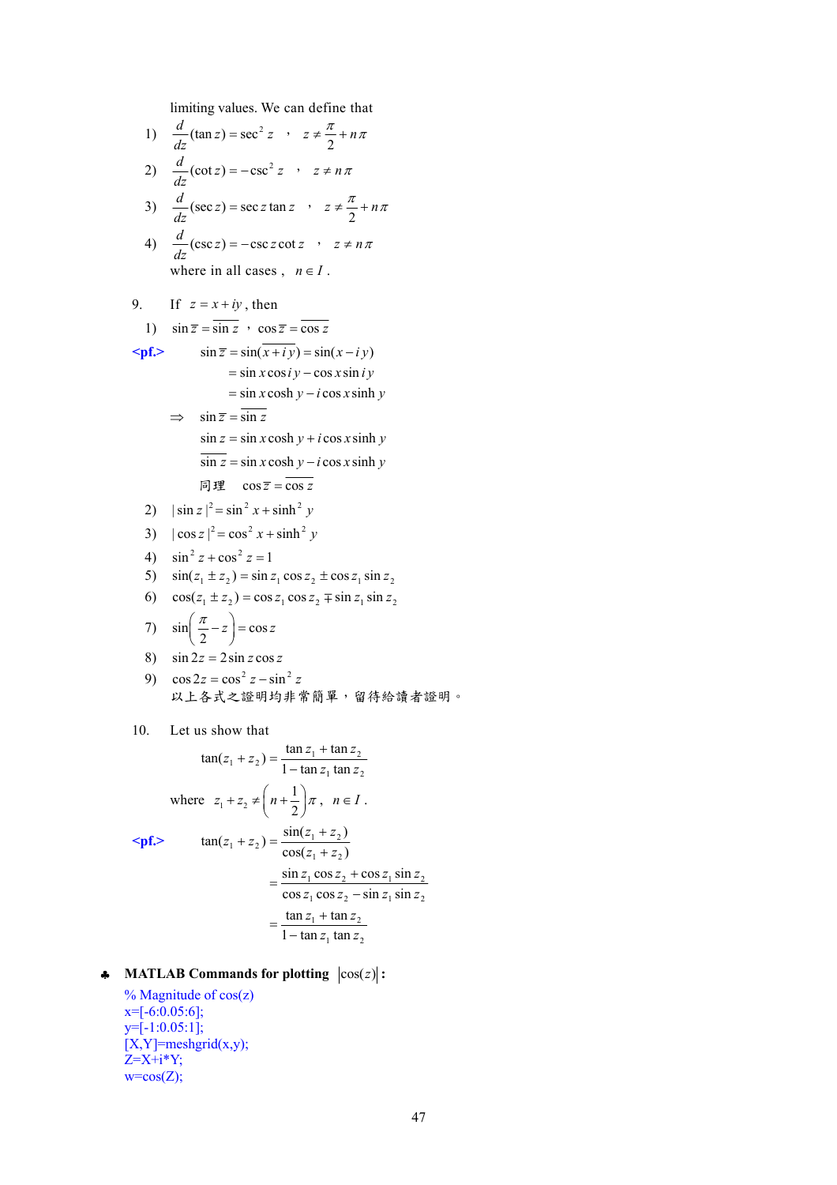limiting values. We can define that

1) $\dfrac{d}{dz}(\tan z) = \sec^2 z$ ， $z \neq \dfrac{\pi}{2} + n\pi$

2) $\dfrac{d}{dz}(\cot z) = -\csc^2 z$ ， $z \neq n\pi$

3) $\dfrac{d}{dz}(\sec z) = \sec z \tan z$ ， $z \neq \dfrac{\pi}{2} + n\pi$

4) $\dfrac{d}{dz}(\csc z) = -\csc z \cot z$ ， $z \neq n\pi$

where in all cases， $n \in I$ .

9. If $z = x + iy$ , then

1) $\sin \bar{z} = \overline{\sin z}$ ， $\cos \bar{z} = \overline{\cos z}$

<pf.>

$$\sin \bar{z} = \sin(\overline{x+iy}) = \sin(x - iy)$$
$$= \sin x \cos iy - \cos x \sin iy$$
$$= \sin x \cosh y - i \cos x \sinh y$$

$\Rightarrow$ $\sin \bar{z} = \overline{\sin z}$

$$\sin z = \sin x \cosh y + i \cos x \sinh y$$
$$\overline{\sin z} = \sin x \cosh y - i \cos x \sinh y$$

同理 $\cos \bar{z} = \overline{\cos z}$

2) $|\sin z|^2 = \sin^2 x + \sinh^2 y$

3) $|\cos z|^2 = \cos^2 x + \sinh^2 y$

4) $\sin^2 z + \cos^2 z = 1$

5) $\sin(z_1 \pm z_2) = \sin z_1 \cos z_2 \pm \cos z_1 \sin z_2$

6) $\cos(z_1 \pm z_2) = \cos z_1 \cos z_2 \mp \sin z_1 \sin z_2$

7) $\sin\left(\dfrac{\pi}{2} - z\right) = \cos z$

8) $\sin 2z = 2 \sin z \cos z$

9) $\cos 2z = \cos^2 z - \sin^2 z$

以上各式之證明均非常簡單，留待給讀者證明。

10. Let us show that

$$\tan(z_1 + z_2) = \frac{\tan z_1 + \tan z_2}{1 - \tan z_1 \tan z_2}$$

where $z_1 + z_2 \neq \left(n + \dfrac{1}{2}\right)\pi$， $n \in I$ .

<pf.>

$$\tan(z_1 + z_2) = \frac{\sin(z_1 + z_2)}{\cos(z_1 + z_2)}$$
$$= \frac{\sin z_1 \cos z_2 + \cos z_1 \sin z_2}{\cos z_1 \cos z_2 - \sin z_1 \sin z_2}$$
$$= \frac{\tan z_1 + \tan z_2}{1 - \tan z_1 \tan z_2}$$

♣ **MATLAB Commands for plotting $|\cos(z)|$ :**

```
% Magnitude of cos(z)
x=[-6:0.05:6];
y=[-1:0.05:1];
[X,Y]=meshgrid(x,y);
Z=X+i*Y;
w=cos(Z);
```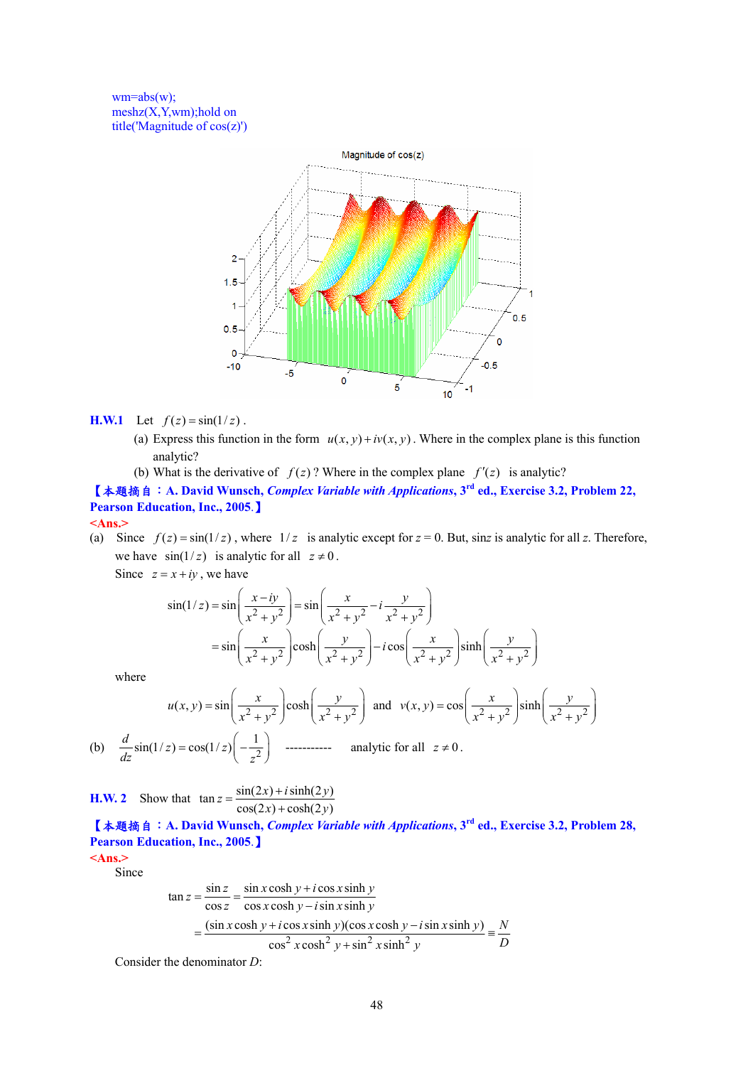```
wm=abs(w);
meshz(X,Y,wm);hold on
title('Magnitude of cos(z)')
```

**H.W.1** Let $f(z)=\sin(1/z)$.

(a) Express this function in the form $u(x,y)+iv(x,y)$. Where in the complex plane is this function analytic?

(b) What is the derivative of $f(z)$? Where in the complex plane $f'(z)$ is analytic?

**【本題摘自：A. David Wunsch, *Complex Variable with Applications*, 3rd ed., Exercise 3.2, Problem 22, Pearson Education, Inc., 2005.】**

**<Ans.>**

(a) Since $f(z)=\sin(1/z)$, where $1/z$ is analytic except for $z=0$. But, $\sin z$ is analytic for all $z$. Therefore, we have $\sin(1/z)$ is analytic for all $z\neq 0$.

Since $z=x+iy$, we have

$$\sin(1/z)=\sin\left(\frac{x-iy}{x^2+y^2}\right)=\sin\left(\frac{x}{x^2+y^2}-i\frac{y}{x^2+y^2}\right)$$

$$=\sin\left(\frac{x}{x^2+y^2}\right)\cosh\left(\frac{y}{x^2+y^2}\right)-i\cos\left(\frac{x}{x^2+y^2}\right)\sinh\left(\frac{y}{x^2+y^2}\right)$$

where

$$u(x,y)=\sin\left(\frac{x}{x^2+y^2}\right)\cosh\left(\frac{y}{x^2+y^2}\right)\quad\text{and}\quad v(x,y)=\cos\left(\frac{x}{x^2+y^2}\right)\sinh\left(\frac{y}{x^2+y^2}\right)$$

(b) $\dfrac{d}{dz}\sin(1/z)=\cos(1/z)\left(-\dfrac{1}{z^2}\right)$ ----------- analytic for all $z\neq 0$.

**H.W. 2** Show that $\tan z=\dfrac{\sin(2x)+i\sinh(2y)}{\cos(2x)+\cosh(2y)}$

**【本題摘自：A. David Wunsch, *Complex Variable with Applications*, 3rd ed., Exercise 3.2, Problem 28, Pearson Education, Inc., 2005.】**

**<Ans.>**

Since

$$\tan z=\frac{\sin z}{\cos z}=\frac{\sin x\cosh y+i\cos x\sinh y}{\cos x\cosh y-i\sin x\sinh y}$$

$$=\frac{(\sin x\cosh y+i\cos x\sinh y)(\cos x\cosh y-i\sin x\sinh y)}{\cos^2 x\cosh^2 y+\sin^2 x\sinh^2 y}\equiv\frac{N}{D}$$

Consider the denominator $D$: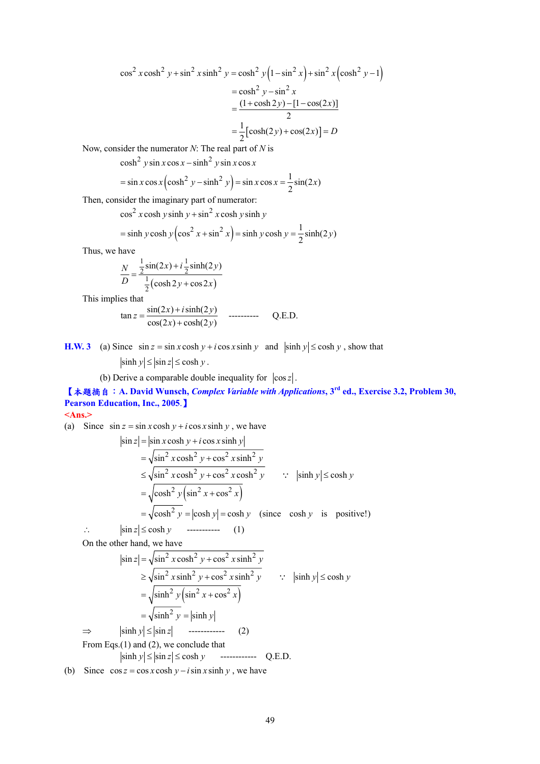$$\cos^2 x\cosh^2 y+\sin^2 x\sinh^2 y=\cosh^2 y\left(1-\sin^2 x\right)+\sin^2 x\left(\cosh^2 y-1\right)$$

$$=\cosh^2 y-\sin^2 x$$

$$=\frac{(1+\cosh 2y)-[1-\cos(2x)]}{2}$$

$$=\frac{1}{2}\left[\cosh(2y)+\cos(2x)\right]=D$$

Now, consider the numerator $N$: The real part of $N$ is

$$\cosh^2 y\sin x\cos x-\sinh^2 y\sin x\cos x$$

$$=\sin x\cos x\left(\cosh^2 y-\sinh^2 y\right)=\sin x\cos x=\frac{1}{2}\sin(2x)$$

Then, consider the imaginary part of numerator:

$$\cos^2 x\cosh y\sinh y+\sin^2 x\cosh y\sinh y$$

$$=\sinh y\cosh y\left(\cos^2 x+\sin^2 x\right)=\sinh y\cosh y=\frac{1}{2}\sinh(2y)$$

Thus, we have

$$\frac{N}{D}=\frac{\frac{1}{2}\sin(2x)+i\frac{1}{2}\sinh(2y)}{\frac{1}{2}\left(\cosh 2y+\cos 2x\right)}$$

This implies that

$$\tan z=\frac{\sin(2x)+i\sinh(2y)}{\cos(2x)+\cosh(2y)} \quad \text{----------} \quad \text{Q.E.D.}$$

**H.W. 3** (a) Since $\sin z=\sin x\cosh y+i\cos x\sinh y$ and $|\sinh y|\le\cosh y$, show that $|\sinh y|\le|\sin z|\le\cosh y$.

(b) Derive a comparable double inequality for $|\cos z|$.

**【本題摘自：A. David Wunsch, *Complex Variable with Applications*, 3rd ed., Exercise 3.2, Problem 30, Pearson Education, Inc., 2005.】**

**<Ans.>**

(a) Since $\sin z=\sin x\cosh y+i\cos x\sinh y$, we have

$$|\sin z|=|\sin x\cosh y+i\cos x\sinh y|$$

$$=\sqrt{\sin^2 x\cosh^2 y+\cos^2 x\sinh^2 y}$$

$$\le\sqrt{\sin^2 x\cosh^2 y+\cos^2 x\cosh^2 y} \qquad \because\ |\sinh y|\le\cosh y$$

$$=\sqrt{\cosh^2 y\left(\sin^2 x+\cos^2 x\right)}$$

$$=\sqrt{\cosh^2 y}=|\cosh y|=\cosh y \quad (\text{since } \cosh y \text{ is positive!})$$

$\therefore \quad |\sin z|\le\cosh y$ ----------- (1)

On the other hand, we have

$$|\sin z|=\sqrt{\sin^2 x\cosh^2 y+\cos^2 x\sinh^2 y}$$

$$\ge\sqrt{\sin^2 x\sinh^2 y+\cos^2 x\sinh^2 y} \qquad \because\ |\sinh y|\le\cosh y$$

$$=\sqrt{\sinh^2 y\left(\sin^2 x+\cos^2 x\right)}$$

$$=\sqrt{\sinh^2 y}=|\sinh y|$$

$\Rightarrow \quad |\sinh y|\le|\sin z|$ ------------ (2)

From Eqs.(1) and (2), we conclude that

$|\sinh y|\le|\sin z|\le\cosh y$ ------------ Q.E.D.

(b) Since $\cos z=\cos x\cosh y-i\sin x\sinh y$, we have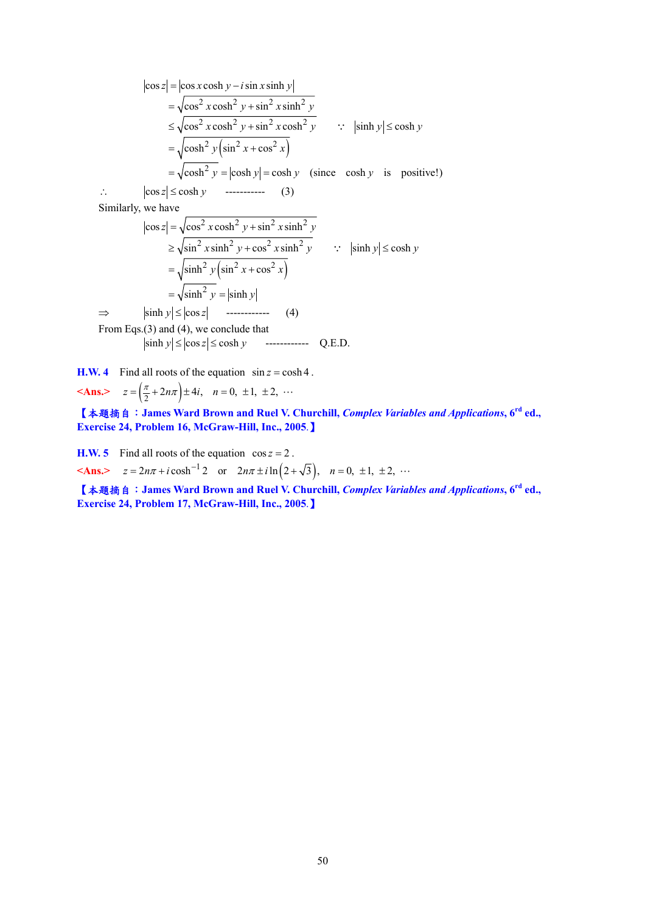$$
\begin{aligned}
|\cos z| &= |\cos x \cosh y - i \sin x \sinh y| \\
&= \sqrt{\cos^2 x \cosh^2 y + \sin^2 x \sinh^2 y} \\
&\le \sqrt{\cos^2 x \cosh^2 y + \sin^2 x \cosh^2 y} \qquad \because \quad |\sinh y| \le \cosh y \\
&= \sqrt{\cosh^2 y \left(\sin^2 x + \cos^2 x\right)} \\
&= \sqrt{\cosh^2 y} = |\cosh y| = \cosh y \quad \text{(since} \quad \cosh y \quad \text{is} \quad \text{positive!)}
\end{aligned}
$$

$\therefore \qquad |\cos z| \le \cosh y \qquad$ ---------- $\qquad$ (3)

Similarly, we have

$$
\begin{aligned}
|\cos z| &= \sqrt{\cos^2 x \cosh^2 y + \sin^2 x \sinh^2 y} \\
&\ge \sqrt{\sin^2 x \sinh^2 y + \cos^2 x \sinh^2 y} \qquad \because \quad |\sinh y| \le \cosh y \\
&= \sqrt{\sinh^2 y \left(\sin^2 x + \cos^2 x\right)} \\
&= \sqrt{\sinh^2 y} = |\sinh y|
\end{aligned}
$$

$\Rightarrow \qquad |\sinh y| \le |\cos z| \qquad$ ------------ $\qquad$ (4)

From Eqs.(3) and (4), we conclude that

$$|\sinh y| \le |\cos z| \le \cosh y \qquad \text{------------} \qquad \text{Q.E.D.}$$

**H.W. 4** Find all roots of the equation $\sin z = \cosh 4$.

**<Ans.>** $z = \left(\frac{\pi}{2} + 2n\pi\right) \pm 4i, \quad n = 0, \ \pm 1, \ \pm 2, \ \cdots$

**【本題摘自：James Ward Brown and Ruel V. Churchill, *Complex Variables and Applications*, 6rd ed., Exercise 24, Problem 16, McGraw-Hill, Inc., 2005.】**

**H.W. 5** Find all roots of the equation $\cos z = 2$.

**<Ans.>** $z = 2n\pi + i\cosh^{-1} 2 \quad \text{or} \quad 2n\pi \pm i\ln\left(2 + \sqrt{3}\right), \quad n = 0, \ \pm 1, \ \pm 2, \ \cdots$

**【本題摘自：James Ward Brown and Ruel V. Churchill, *Complex Variables and Applications*, 6rd ed., Exercise 24, Problem 17, McGraw-Hill, Inc., 2005.】**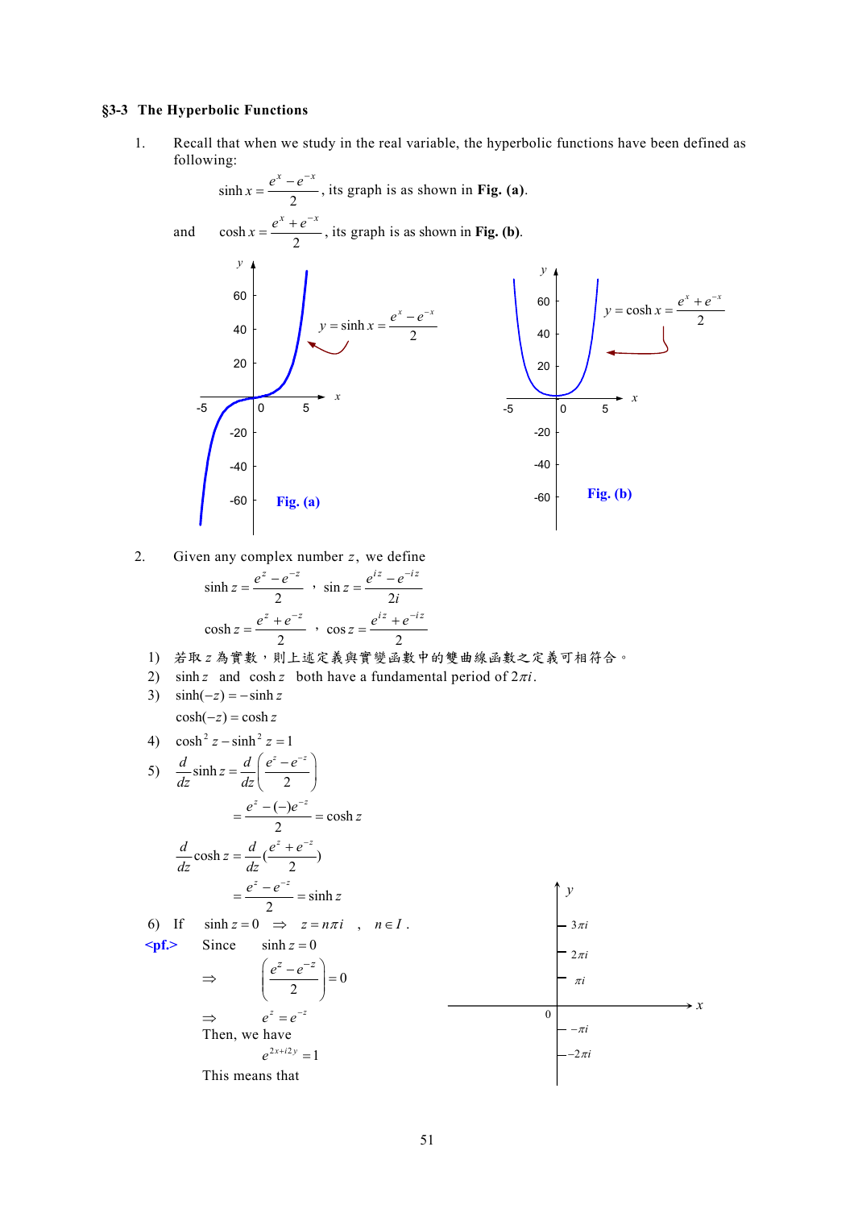## §3-3 The Hyperbolic Functions

1. Recall that when we study in the real variable, the hyperbolic functions have been defined as following:

   $\sinh x = \dfrac{e^x - e^{-x}}{2}$, its graph is as shown in **Fig. (a)**.

   and $\cosh x = \dfrac{e^x + e^{-x}}{2}$, its graph is as shown in **Fig. (b)**.

**Fig. (a)**

**Fig. (b)**

2. Given any complex number $z$, we define

$$\sinh z = \frac{e^z - e^{-z}}{2} \text{ ， } \sin z = \frac{e^{iz} - e^{-iz}}{2i}$$

$$\cosh z = \frac{e^z + e^{-z}}{2} \text{ ， } \cos z = \frac{e^{iz} + e^{-iz}}{2}$$

1) 若取 $z$ 為實數，則上述定義與實變函數中的雙曲線函數之定義可相符合。
2) $\sinh z$ and $\cosh z$ both have a fundamental period of $2\pi i$.
3) $\sinh(-z) = -\sinh z$

   $\cosh(-z) = \cosh z$

4) $\cosh^2 z - \sinh^2 z = 1$
5) $$\frac{d}{dz}\sinh z = \frac{d}{dz}\left(\frac{e^z - e^{-z}}{2}\right) = \frac{e^z - (-)e^{-z}}{2} = \cosh z$$

   $$\frac{d}{dz}\cosh z = \frac{d}{dz}\left(\frac{e^z + e^{-z}}{2}\right) = \frac{e^z - e^{-z}}{2} = \sinh z$$

6) If $\sinh z = 0 \Rightarrow z = n\pi i$ ， $n \in I$ .

**<pf.>** Since $\sinh z = 0$

$$\Rightarrow \left(\frac{e^z - e^{-z}}{2}\right) = 0$$

$$\Rightarrow e^z = e^{-z}$$

Then, we have

$$e^{2x+i2y} = 1$$

This means that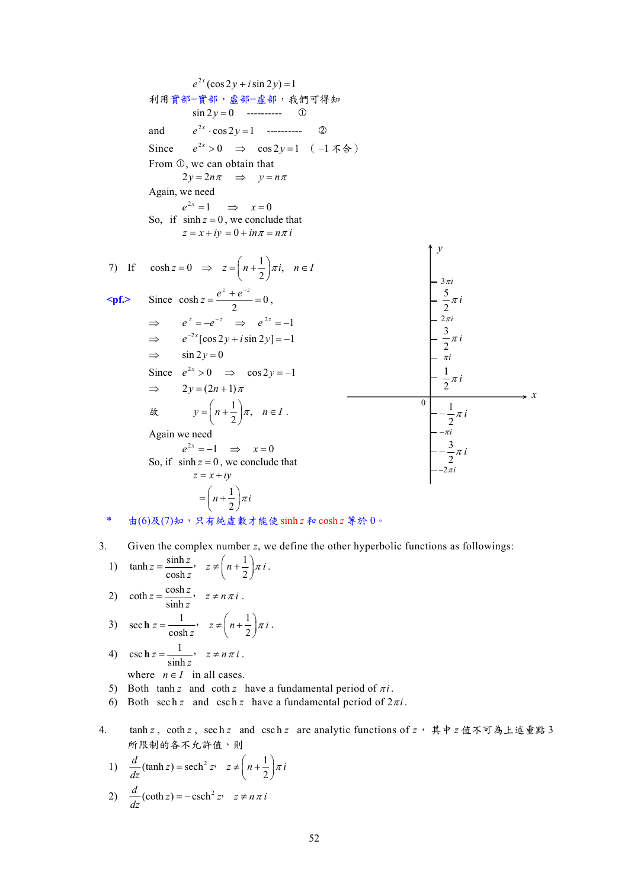$$e^{2x}(\cos 2y + i\sin 2y) = 1$$

利用實部=實部，虛部=虛部，我們可得知

$$\sin 2y = 0 \quad \text{----------} \quad ①$$

and $\quad e^{2x} \cdot \cos 2y = 1 \quad$ ---------- ②

Since $\quad e^{2x} > 0 \quad \Rightarrow \quad \cos 2y = 1 \quad$ （$-1$ 不合）

From ①, we can obtain that

$$2y = 2n\pi \quad \Rightarrow \quad y = n\pi$$

Again, we need

$$e^{2x} = 1 \quad \Rightarrow \quad x = 0$$

So, if $\sinh z = 0$, we conclude that

$$z = x + iy = 0 + in\pi = n\pi i$$

7) If $\quad \cosh z = 0 \quad \Rightarrow \quad z = \left(n + \frac{1}{2}\right)\pi i, \quad n \in I$

**<pf.>** Since $\cosh z = \dfrac{e^z + e^{-z}}{2} = 0$,

$\Rightarrow \quad e^z = -e^{-z} \quad \Rightarrow \quad e^{2z} = -1$

$\Rightarrow \quad e^{-2x}[\cos 2y + i\sin 2y] = -1$

$\Rightarrow \quad \sin 2y = 0$

Since $\quad e^{2x} > 0 \quad \Rightarrow \quad \cos 2y = -1$

$\Rightarrow \quad 2y = (2n+1)\pi$

故 $\quad y = \left(n + \frac{1}{2}\right)\pi, \quad n \in I$ .

Again we need

$$e^{2x} = -1 \quad \Rightarrow \quad x = 0$$

So, if $\sinh z = 0$, we conclude that

$$z = x + iy$$
$$= \left(n + \frac{1}{2}\right)\pi i$$

(Figure: $y$-axis marked at $3\pi i$, $\frac{5}{2}\pi i$, $2\pi i$, $\frac{3}{2}\pi i$, $\pi i$, $\frac{1}{2}\pi i$, $0$, $-\frac{1}{2}\pi i$, $-\pi i$, $-\frac{3}{2}\pi i$, $-2\pi i$; $x$-axis horizontal.)

\* 由(6)及(7)知，只有純虛數才能使 $\sinh z$ 和 $\cosh z$ 等於 0。

3. Given the complex number $z$, we define the other hyperbolic functions as followings:

1) $\tanh z = \dfrac{\sinh z}{\cosh z}, \quad z \neq \left(n + \frac{1}{2}\right)\pi i$ .

2) $\coth z = \dfrac{\cosh z}{\sinh z}, \quad z \neq n\pi i$ .

3) $\operatorname{sech} z = \dfrac{1}{\cosh z}, \quad z \neq \left(n + \frac{1}{2}\right)\pi i$ .

4) $\operatorname{csch} z = \dfrac{1}{\sinh z}, \quad z \neq n\pi i$ .

where $\; n \in I \;$ in all cases.

5) Both $\tanh z$ and $\coth z$ have a fundamental period of $\pi i$.

6) Both $\operatorname{sech} z$ and $\operatorname{csch} z$ have a fundamental period of $2\pi i$.

4. $\tanh z$, $\coth z$, $\operatorname{sech} z$ and $\operatorname{csch} z$ are analytic functions of $z$，其中 $z$ 值不可為上述重點 3 所限制的各不允許值，則

1) $\dfrac{d}{dz}(\tanh z) = \operatorname{sech}^2 z, \quad z \neq \left(n + \frac{1}{2}\right)\pi i$

2) $\dfrac{d}{dz}(\coth z) = -\operatorname{csch}^2 z, \quad z \neq n\pi i$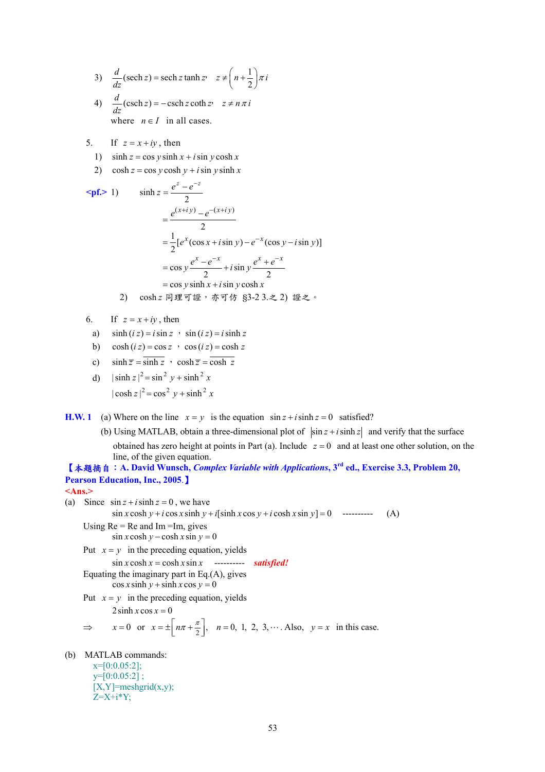3) $\dfrac{d}{dz}(\operatorname{sech} z) = \operatorname{sech} z \tanh z$, $\quad z \neq \left(n + \dfrac{1}{2}\right)\pi i$

4) $\dfrac{d}{dz}(\operatorname{csch} z) = -\operatorname{csch} z \coth z$, $\quad z \neq n\pi i$

where $n \in I$ in all cases.

5. If $z = x + iy$, then

1) $\sinh z = \cos y \sinh x + i \sin y \cosh x$

2) $\cosh z = \cos y \cosh y + i \sin y \sinh x$

<pf.> 1)

$$
\begin{aligned}
\sinh z &= \frac{e^z - e^{-z}}{2} \\
&= \frac{e^{(x+iy)} - e^{-(x+iy)}}{2} \\
&= \frac{1}{2}[e^x(\cos x + i \sin y) - e^{-x}(\cos y - i \sin y)] \\
&= \cos y \frac{e^x - e^{-x}}{2} + i \sin y \frac{e^x + e^{-x}}{2} \\
&= \cos y \sinh x + i \sin y \cosh x
\end{aligned}
$$

2) $\cosh z$ 同理可證，亦可仿 §3-2 3.之 2) 證之。

6. If $z = x + iy$, then

a) $\sinh(iz) = i \sin z$ ， $\sin(iz) = i \sinh z$

b) $\cosh(iz) = \cos z$ ， $\cos(iz) = \cosh z$

c) $\sinh \bar{z} = \overline{\sinh z}$ ， $\cosh \bar{z} = \overline{\cosh z}$

d) $|\sinh z|^2 = \sin^2 y + \sinh^2 x$

$|\cosh z|^2 = \cos^2 y + \sinh^2 x$

**H.W. 1** (a) Where on the line $x = y$ is the equation $\sin z + i \sinh z = 0$ satisfied?

(b) Using MATLAB, obtain a three-dimensional plot of $|\sin z + i \sinh z|$ and verify that the surface obtained has zero height at points in Part (a). Include $z = 0$ and at least one other solution, on the line, of the given equation.

**【本題摘自：A. David Wunsch, *Complex Variable with Applications*, 3rd ed., Exercise 3.3, Problem 20, Pearson Education, Inc., 2005.】**

<Ans.>

(a) Since $\sin z + i \sinh z = 0$, we have

$$\sin x \cosh y + i \cos x \sinh y + i[\sinh x \cos y + i \cosh x \sin y] = 0 \quad \text{----------} \quad (A)$$

Using Re = Re and Im =Im, gives

$$\sin x \cosh y - \cosh x \sin y = 0$$

Put $x = y$ in the preceding equation, yields

$$\sin x \cosh x = \cosh x \sin x \quad \text{----------} \quad \textit{satisfied!}$$

Equating the imaginary part in Eq.(A), gives

$$\cos x \sinh y + \sinh x \cos y = 0$$

Put $x = y$ in the preceding equation, yields

$$2 \sinh x \cos x = 0$$

$\Rightarrow \quad x = 0$ or $x = \pm\left[n\pi + \frac{\pi}{2}\right]$, $\quad n = 0, 1, 2, 3, \cdots$. Also, $y = x$ in this case.

(b) MATLAB commands:

```
x=[0:0.05:2];
y=[0:0.05:2] ;
[X,Y]=meshgrid(x,y);
Z=X+i*Y;
```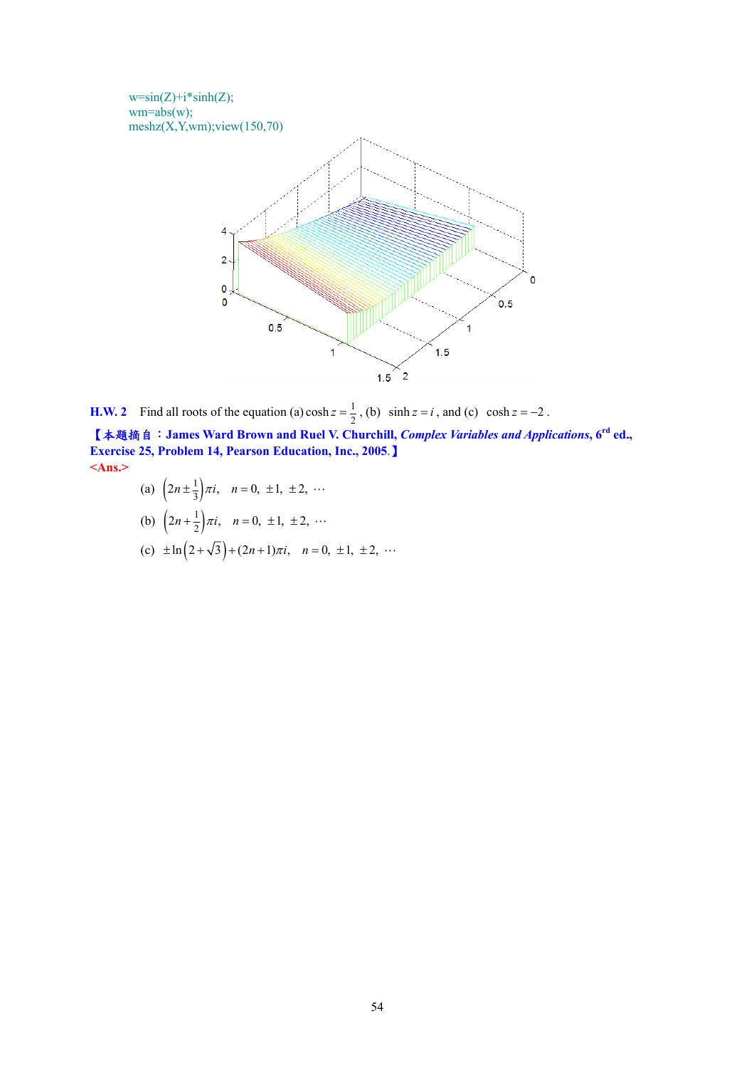```
w=sin(Z)+i*sinh(Z);
wm=abs(w);
meshz(X,Y,wm);view(150,70)
```

**H.W. 2** Find all roots of the equation (a) $\cosh z = \frac{1}{2}$, (b) $\sinh z = i$, and (c) $\cosh z = -2$.

【本題摘自：James Ward Brown and Ruel V. Churchill, *Complex Variables and Applications*, 6[rd] ed., Exercise 25, Problem 14, Pearson Education, Inc., 2005.】

<Ans.>

(a) $\left(2n \pm \frac{1}{3}\right)\pi i, \quad n = 0, \pm 1, \pm 2, \cdots$

(b) $\left(2n + \frac{1}{2}\right)\pi i, \quad n = 0, \pm 1, \pm 2, \cdots$

(c) $\pm \ln\left(2 + \sqrt{3}\right) + (2n+1)\pi i, \quad n = 0, \pm 1, \pm 2, \cdots$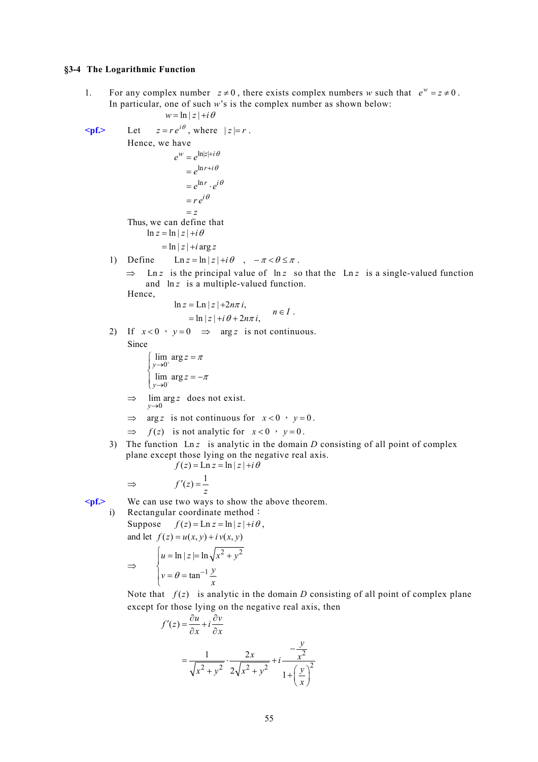### §3-4 The Logarithmic Function

1. For any complex number $z \neq 0$, there exists complex numbers $w$ such that $e^w = z \neq 0$. In particular, one of such $w$'s is the complex number as shown below:

$$w = \ln|z| + i\theta$$

**<pf.>** Let $z = re^{i\theta}$, where $|z| = r$.

Hence, we have

$$\begin{aligned} e^w &= e^{\ln|z|+i\theta} \\ &= e^{\ln r + i\theta} \\ &= e^{\ln r}\cdot e^{i\theta} \\ &= re^{i\theta} \\ &= z \end{aligned}$$

Thus, we can define that

$$\begin{aligned} \ln z &= \ln|z| + i\theta \\ &= \ln|z| + i\arg z \end{aligned}$$

1) Define $\quad \text{Ln}\, z = \ln|z| + i\theta \quad , \quad -\pi < \theta \leq \pi$.

$\Rightarrow$ $\text{Ln}\, z$ is the principal value of $\ln z$ so that the $\text{Ln}\, z$ is a single-valued function and $\ln z$ is a multiple-valued function.

Hence,

$$\begin{aligned} \ln z &= \text{Ln}|z| + 2n\pi i, \\ &= \ln|z| + i\theta + 2n\pi i, \end{aligned} \qquad n \in I.$$

2) If $x < 0$ , $y = 0$ $\Rightarrow$ $\arg z$ is not continuous.

Since

$$\begin{cases} \lim\limits_{y\to 0^+} \arg z = \pi \\ \lim\limits_{y\to 0^-} \arg z = -\pi \end{cases}$$

$\Rightarrow$ $\lim\limits_{y\to 0} \arg z$ does not exist.

$\Rightarrow$ $\arg z$ is not continuous for $x < 0$ , $y = 0$.

$\Rightarrow$ $f(z)$ is not analytic for $x < 0$ , $y = 0$.

3) The function $\text{Ln}\, z$ is analytic in the domain $D$ consisting of all point of complex plane except those lying on the negative real axis.

$$f(z) = \text{Ln}\, z = \ln|z| + i\theta$$

$$\Rightarrow \qquad f'(z) = \frac{1}{z}$$

**<pf.>** We can use two ways to show the above theorem.

i) Rectangular coordinate method：

Suppose $\quad f(z) = \text{Ln}\, z = \ln|z| + i\theta$,

and let $f(z) = u(x, y) + i\,v(x, y)$

$$\Rightarrow \quad \begin{cases} u = \ln|z| = \ln\sqrt{x^2 + y^2} \\ v = \theta = \tan^{-1}\dfrac{y}{x} \end{cases}$$

Note that $f(z)$ is analytic in the domain $D$ consisting of all point of complex plane except for those lying on the negative real axis, then

$$\begin{aligned} f'(z) &= \frac{\partial u}{\partial x} + i\frac{\partial v}{\partial x} \\ &= \frac{1}{\sqrt{x^2+y^2}}\cdot\frac{2x}{2\sqrt{x^2+y^2}} + i\frac{-\dfrac{y}{x^2}}{1+\left(\dfrac{y}{x}\right)^2} \end{aligned}$$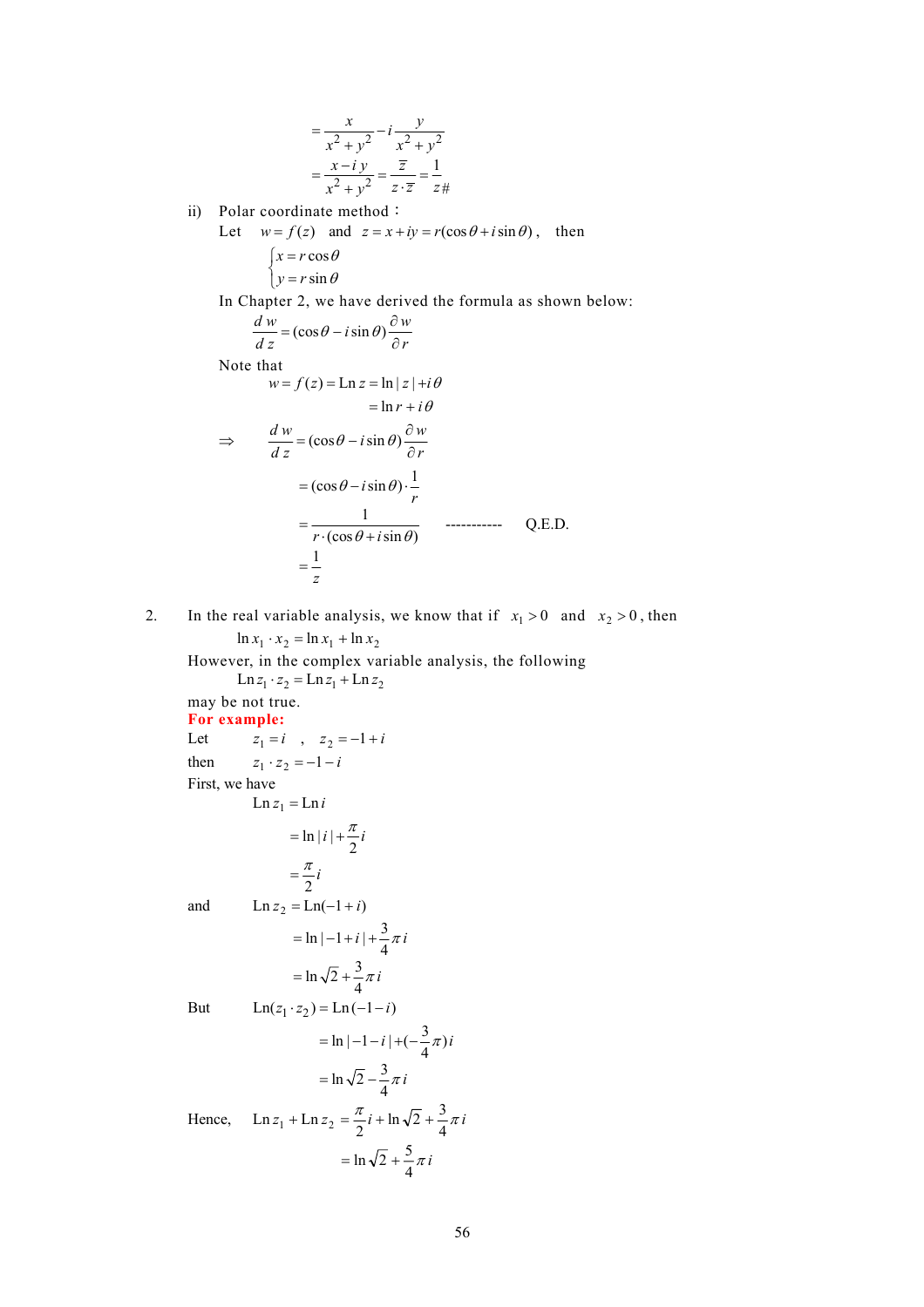$$= \frac{x}{x^2+y^2} - i\frac{y}{x^2+y^2}$$

$$= \frac{x-iy}{x^2+y^2} = \frac{\bar{z}}{z\cdot\bar{z}} = \frac{1}{z}\#$$

ii) Polar coordinate method：

Let $w = f(z)$ and $z = x + iy = r(\cos\theta + i\sin\theta)$, then

$$\begin{cases} x = r\cos\theta \\ y = r\sin\theta \end{cases}$$

In Chapter 2, we have derived the formula as shown below:

$$\frac{dw}{dz} = (\cos\theta - i\sin\theta)\frac{\partial w}{\partial r}$$

Note that

$$w = f(z) = \text{Ln}\, z = \ln|z| + i\theta$$

$$= \ln r + i\theta$$

$$\Rightarrow \quad \frac{dw}{dz} = (\cos\theta - i\sin\theta)\frac{\partial w}{\partial r}$$

$$= (\cos\theta - i\sin\theta)\cdot\frac{1}{r}$$

$$= \frac{1}{r\cdot(\cos\theta + i\sin\theta)} \quad \text{-----------} \quad \text{Q.E.D.}$$

$$= \frac{1}{z}$$

2. In the real variable analysis, we know that if $x_1 > 0$ and $x_2 > 0$, then

$$\ln x_1 \cdot x_2 = \ln x_1 + \ln x_2$$

However, in the complex variable analysis, the following

$$\text{Ln}\, z_1 \cdot z_2 = \text{Ln}\, z_1 + \text{Ln}\, z_2$$

may be not true.

**For example:**

Let $z_1 = i$ , $z_2 = -1 + i$

then $z_1 \cdot z_2 = -1 - i$

First, we have

$$\text{Ln}\, z_1 = \text{Ln}\, i$$

$$= \ln|i| + \frac{\pi}{2}i$$

$$= \frac{\pi}{2}i$$

and

$$\text{Ln}\, z_2 = \text{Ln}(-1+i)$$

$$= \ln|-1+i| + \frac{3}{4}\pi i$$

$$= \ln\sqrt{2} + \frac{3}{4}\pi i$$

But

$$\text{Ln}(z_1 \cdot z_2) = \text{Ln}(-1-i)$$

$$= \ln|-1-i| + (-\frac{3}{4}\pi)i$$

$$= \ln\sqrt{2} - \frac{3}{4}\pi i$$

Hence,

$$\text{Ln}\, z_1 + \text{Ln}\, z_2 = \frac{\pi}{2}i + \ln\sqrt{2} + \frac{3}{4}\pi i$$

$$= \ln\sqrt{2} + \frac{5}{4}\pi i$$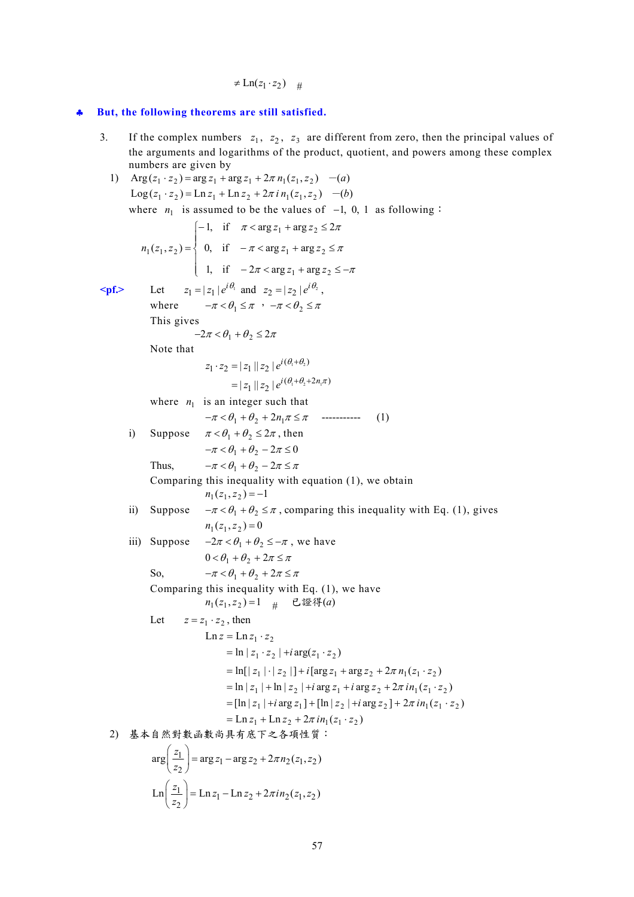$$\neq \mathrm{Ln}(z_1 \cdot z_2) \quad \#$$

♣ **But, the following theorems are still satisfied.**

3. If the complex numbers $z_1$, $z_2$, $z_3$ are different from zero, then the principal values of the arguments and logarithms of the product, quotient, and powers among these complex numbers are given by

1) $\mathrm{Arg}(z_1 \cdot z_2) = \arg z_1 + \arg z_1 + 2\pi\, n_1(z_1, z_2) \quad -(a)$

   $\mathrm{Log}(z_1 \cdot z_2) = \mathrm{Ln}\, z_1 + \mathrm{Ln}\, z_2 + 2\pi\, i\, n_1(z_1, z_2) \quad -(b)$

   where $n_1$ is assumed to be the values of $-1$, $0$, $1$ as following：

$$n_1(z_1, z_2) = \begin{cases} -1, & \text{if} \quad \pi < \arg z_1 + \arg z_2 \le 2\pi \\ 0, & \text{if} \quad -\pi < \arg z_1 + \arg z_2 \le \pi \\ 1, & \text{if} \quad -2\pi < \arg z_1 + \arg z_2 \le -\pi \end{cases}$$

**<pf.>** Let $z_1 = |z_1| e^{i\theta_1}$ and $z_2 = |z_2| e^{i\theta_2}$,

where $-\pi < \theta_1 \le \pi$ ， $-\pi < \theta_2 \le \pi$

This gives

$$-2\pi < \theta_1 + \theta_2 \le 2\pi$$

Note that

$$z_1 \cdot z_2 = |z_1||z_2| e^{i(\theta_1 + \theta_2)}$$

$$= |z_1||z_2| e^{i(\theta_1 + \theta_2 + 2n_1\pi)}$$

where $n_1$ is an integer such that

$$-\pi < \theta_1 + \theta_2 + 2n_1\pi \le \pi \quad \text{-----------} \quad (1)$$

i) Suppose $\pi < \theta_1 + \theta_2 \le 2\pi$, then

$$-\pi < \theta_1 + \theta_2 - 2\pi \le 0$$

Thus, $-\pi < \theta_1 + \theta_2 - 2\pi \le \pi$

Comparing this inequality with equation (1), we obtain

$$n_1(z_1, z_2) = -1$$

ii) Suppose $-\pi < \theta_1 + \theta_2 \le \pi$, comparing this inequality with Eq. (1), gives

$$n_1(z_1, z_2) = 0$$

iii) Suppose $-2\pi < \theta_1 + \theta_2 \le -\pi$, we have

$$0 < \theta_1 + \theta_2 + 2\pi \le \pi$$

So, $-\pi < \theta_1 + \theta_2 + 2\pi \le \pi$

Comparing this inequality with Eq. (1), we have

$$n_1(z_1, z_2) = 1 \quad \# \quad \text{已證得}(a)$$

Let $z = z_1 \cdot z_2$, then

$$\begin{aligned} \mathrm{Ln}\, z &= \mathrm{Ln}\, z_1 \cdot z_2 \\ &= \ln|z_1 \cdot z_2| + i\arg(z_1 \cdot z_2) \\ &= \ln[|z_1| \cdot |z_2|] + i[\arg z_1 + \arg z_2 + 2\pi\, n_1(z_1 \cdot z_2)] \\ &= \ln|z_1| + \ln|z_2| + i\arg z_1 + i\arg z_2 + 2\pi\, i n_1(z_1 \cdot z_2) \\ &= [\ln|z_1| + i\arg z_1] + [\ln|z_2| + i\arg z_2] + 2\pi\, i n_1(z_1 \cdot z_2) \\ &= \mathrm{Ln}\, z_1 + \mathrm{Ln}\, z_2 + 2\pi\, i n_1(z_1 \cdot z_2) \end{aligned}$$

2) 基本自然對數函數尚具有底下之各項性質：

$$\arg\left(\frac{z_1}{z_2}\right) = \arg z_1 - \arg z_2 + 2\pi n_2(z_1, z_2)$$

$$\mathrm{Ln}\left(\frac{z_1}{z_2}\right) = \mathrm{Ln}\, z_1 - \mathrm{Ln}\, z_2 + 2\pi i n_2(z_1, z_2)$$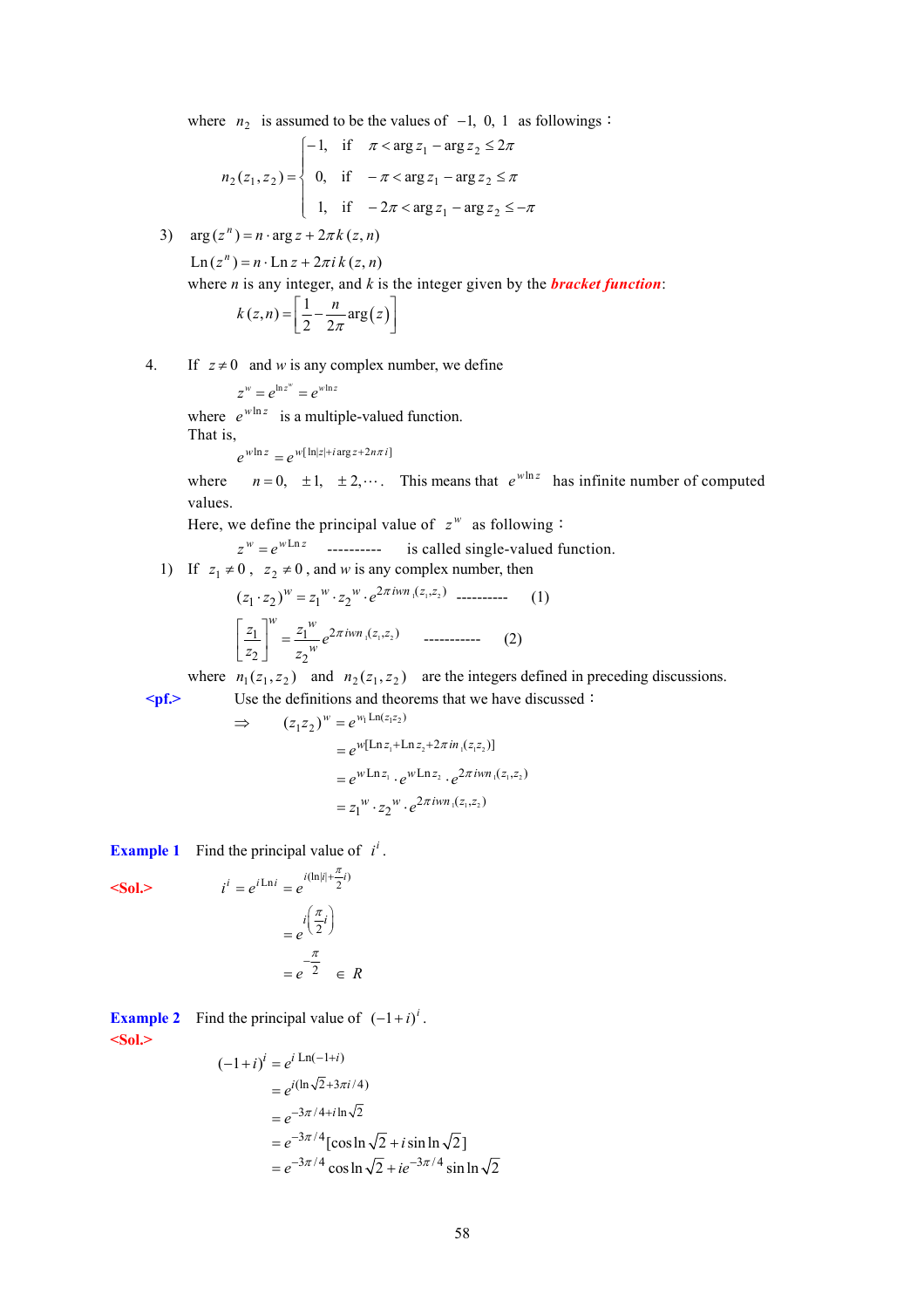where $n_2$ is assumed to be the values of $-1,\ 0,\ 1$ as followings：

$$n_2(z_1,z_2)=\begin{cases}-1, & \text{if} \quad \pi<\arg z_1-\arg z_2\le 2\pi\\ 0, & \text{if} \quad -\pi<\arg z_1-\arg z_2\le \pi\\ 1, & \text{if} \quad -2\pi<\arg z_1-\arg z_2\le -\pi\end{cases}$$

3) $\arg(z^n)=n\cdot\arg z+2\pi k(z,n)$

$\mathrm{Ln}(z^n)=n\cdot\mathrm{Ln}\,z+2\pi i\,k(z,n)$

where *n* is any integer, and *k* is the integer given by the ***bracket function***:

$$k(z,n)=\left[\frac{1}{2}-\frac{n}{2\pi}\arg(z)\right]$$

4. If $z\neq 0$ and *w* is any complex number, we define

$$z^w=e^{\ln z^w}=e^{w\ln z}$$

where $e^{w\ln z}$ is a multiple-valued function.

That is,

$$e^{w\ln z}=e^{w[\ln|z|+i\arg z+2n\pi i]}$$

where $n=0,\ \pm1,\ \pm2,\cdots$. This means that $e^{w\ln z}$ has infinite number of computed values.

Here, we define the principal value of $z^w$ as following：

$$z^w=e^{w\,\mathrm{Ln}\,z} \quad \text{----------} \quad \text{is called single-valued function.}$$

1) If $z_1\neq 0$, $z_2\neq 0$, and *w* is any complex number, then

$$(z_1\cdot z_2)^w=z_1{}^w\cdot z_2{}^w\cdot e^{2\pi iwn_1(z_1,z_2)} \quad \text{----------} \quad (1)$$

$$\left[\frac{z_1}{z_2}\right]^w=\frac{z_1{}^w}{z_2{}^w}e^{2\pi iwn_1(z_1,z_2)} \quad \text{-----------} \quad (2)$$

where $n_1(z_1,z_2)$ and $n_2(z_1,z_2)$ are the integers defined in preceding discussions.

**<pf.>** Use the definitions and theorems that we have discussed：

$$\begin{aligned}\Rightarrow \quad (z_1z_2)^w&=e^{w_1\mathrm{Ln}(z_1z_2)}\\&=e^{w[\mathrm{Ln}\,z_1+\mathrm{Ln}\,z_2+2\pi in_1(z_1z_2)]}\\&=e^{w\,\mathrm{Ln}\,z_1}\cdot e^{w\,\mathrm{Ln}\,z_2}\cdot e^{2\pi iwn_1(z_1,z_2)}\\&=z_1{}^w\cdot z_2{}^w\cdot e^{2\pi iwn_1(z_1,z_2)}\end{aligned}$$

**Example 1** Find the principal value of $i^i$.

**<Sol.>**

$$\begin{aligned}i^i=e^{i\,\mathrm{Ln}\,i}&=e^{i(\ln|i|+\frac{\pi}{2}i)}\\&=e^{i\left(\frac{\pi}{2}i\right)}\\&=e^{-\frac{\pi}{2}}\in R\end{aligned}$$

**Example 2** Find the principal value of $(-1+i)^i$.

**<Sol.>**

$$\begin{aligned}(-1+i)^i&=e^{i\,\mathrm{Ln}(-1+i)}\\&=e^{i(\ln\sqrt{2}+3\pi i/4)}\\&=e^{-3\pi/4+i\ln\sqrt{2}}\\&=e^{-3\pi/4}[\cos\ln\sqrt{2}+i\sin\ln\sqrt{2}]\\&=e^{-3\pi/4}\cos\ln\sqrt{2}+ie^{-3\pi/4}\sin\ln\sqrt{2}\end{aligned}$$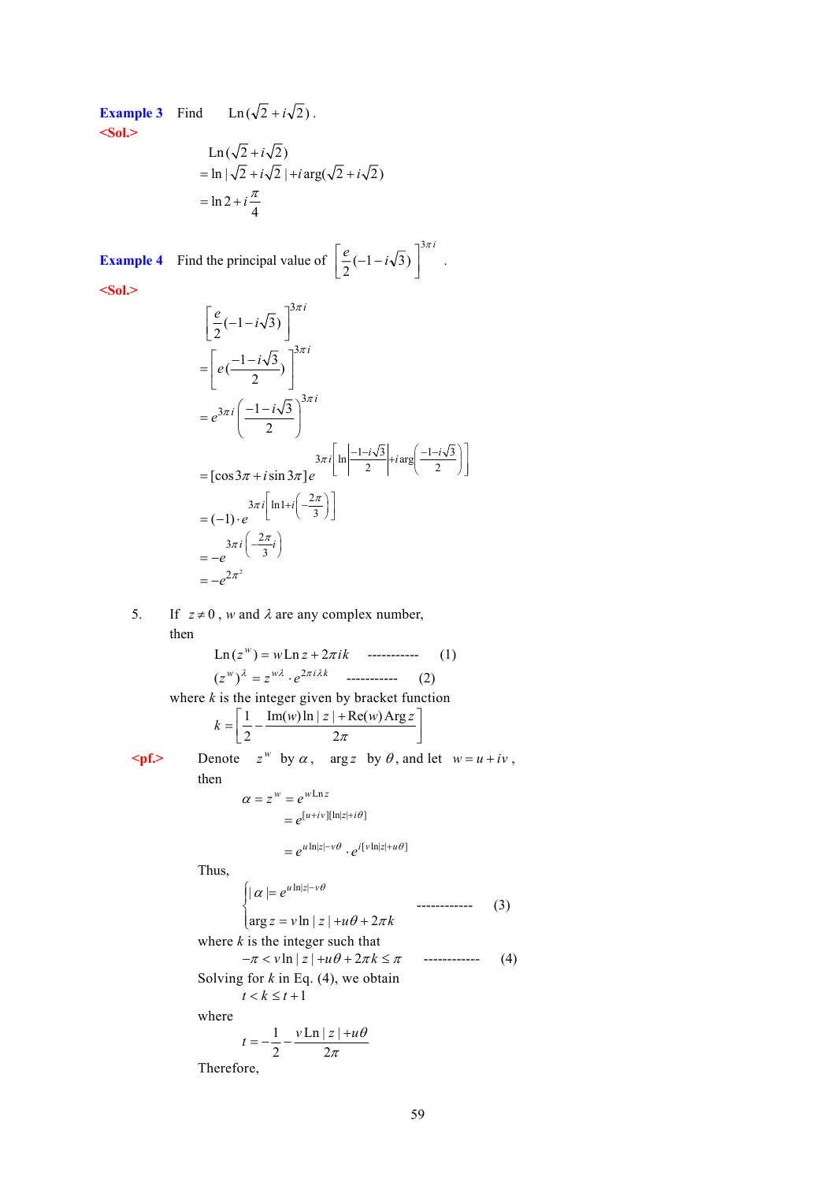**Example 3** Find $\operatorname{Ln}(\sqrt{2}+i\sqrt{2})$.

**<Sol.>**

$$
\begin{aligned}
&\operatorname{Ln}(\sqrt{2}+i\sqrt{2}) \\
&= \ln|\sqrt{2}+i\sqrt{2}| + i\arg(\sqrt{2}+i\sqrt{2}) \\
&= \ln 2 + i\frac{\pi}{4}
\end{aligned}
$$

**Example 4** Find the principal value of $\left[\frac{e}{2}(-1-i\sqrt{3})\right]^{3\pi i}$.

**<Sol.>**

$$
\begin{aligned}
&\left[\frac{e}{2}(-1-i\sqrt{3})\right]^{3\pi i} \\
&= \left[e\left(\frac{-1-i\sqrt{3}}{2}\right)\right]^{3\pi i} \\
&= e^{3\pi i}\left(\frac{-1-i\sqrt{3}}{2}\right)^{3\pi i} \\
&= [\cos 3\pi + i\sin 3\pi]\, e^{3\pi i\left[\ln\left|\frac{-1-i\sqrt{3}}{2}\right| + i\arg\left(\frac{-1-i\sqrt{3}}{2}\right)\right]} \\
&= (-1)\cdot e^{3\pi i\left[\ln 1 + i\left(-\frac{2\pi}{3}\right)\right]} \\
&= -e^{3\pi i\left(-\frac{2\pi}{3}i\right)} \\
&= -e^{2\pi^2}
\end{aligned}
$$

5. If $z \neq 0$, $w$ and $\lambda$ are any complex number, then

$$\operatorname{Ln}(z^w) = w\operatorname{Ln} z + 2\pi i k \quad \text{-----------} \quad (1)$$

$$(z^w)^\lambda = z^{w\lambda}\cdot e^{2\pi i\lambda k} \quad \text{-----------} \quad (2)$$

where $k$ is the integer given by bracket function

$$k = \left[\frac{1}{2} - \frac{\operatorname{Im}(w)\ln|z| + \operatorname{Re}(w)\operatorname{Arg} z}{2\pi}\right]$$

**<pf.>** Denote $z^w$ by $\alpha$, $\arg z$ by $\theta$, and let $w = u + iv$, then

$$
\begin{aligned}
\alpha = z^w &= e^{w\operatorname{Ln} z} \\
&= e^{[u+iv][\ln|z| + i\theta]} \\
&= e^{u\ln|z| - v\theta}\cdot e^{i[v\ln|z| + u\theta]}
\end{aligned}
$$

Thus,

$$
\begin{cases}
|\alpha| = e^{u\ln|z| - v\theta} \\
\arg z = v\ln|z| + u\theta + 2\pi k
\end{cases}
\quad \text{------------} \quad (3)
$$

where $k$ is the integer such that

$$-\pi < v\ln|z| + u\theta + 2\pi k \le \pi \quad \text{------------} \quad (4)$$

Solving for $k$ in Eq. (4), we obtain

$$t < k \le t+1$$

where

$$t = -\frac{1}{2} - \frac{v\operatorname{Ln}|z| + u\theta}{2\pi}$$

Therefore,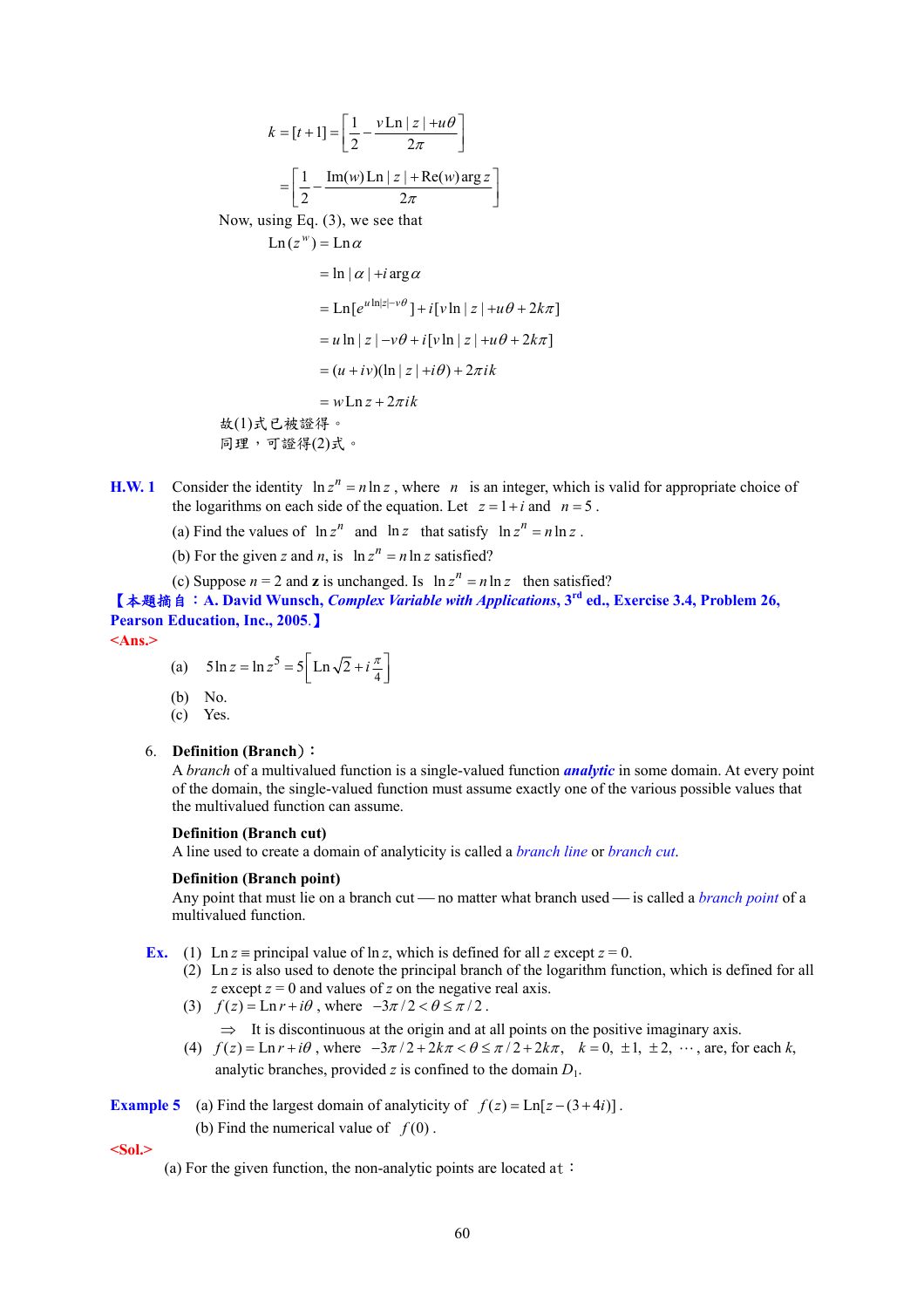$$k = [t+1] = \left[\frac{1}{2} - \frac{v \operatorname{Ln}|z| + u\theta}{2\pi}\right]$$

$$= \left[\frac{1}{2} - \frac{\operatorname{Im}(w)\operatorname{Ln}|z| + \operatorname{Re}(w)\arg z}{2\pi}\right]$$

Now, using Eq. (3), we see that

$$\begin{aligned}
\operatorname{Ln}(z^w) &= \operatorname{Ln}\alpha \\
&= \ln|\alpha| + i\arg\alpha \\
&= \operatorname{Ln}[e^{u\ln|z| - v\theta}] + i[v\ln|z| + u\theta + 2k\pi] \\
&= u\ln|z| - v\theta + i[v\ln|z| + u\theta + 2k\pi] \\
&= (u+iv)(\ln|z| + i\theta) + 2\pi i k \\
&= w\operatorname{Ln} z + 2\pi i k
\end{aligned}$$

故(1)式已被證得。
同理，可證得(2)式。

**H.W. 1** Consider the identity $\ln z^n = n\ln z$, where $n$ is an integer, which is valid for appropriate choice of the logarithms on each side of the equation. Let $z = 1+i$ and $n = 5$.

(a) Find the values of $\ln z^n$ and $\ln z$ that satisfy $\ln z^n = n\ln z$.

(b) For the given $z$ and $n$, is $\ln z^n = n\ln z$ satisfied?

(c) Suppose $n = 2$ and **z** is unchanged. Is $\ln z^n = n\ln z$ then satisfied?

**【本題摘自：A. David Wunsch, *Complex Variable with Applications*, 3rd ed., Exercise 3.4, Problem 26, Pearson Education, Inc., 2005.】**

**<Ans.>**

(a) $5\ln z = \ln z^5 = 5\left[\operatorname{Ln}\sqrt{2} + i\frac{\pi}{4}\right]$

(b) No.

(c) Yes.

6. **Definition (Branch)：**

A *branch* of a multivalued function is a single-valued function ***analytic*** in some domain. At every point of the domain, the single-valued function must assume exactly one of the various possible values that the multivalued function can assume.

**Definition (Branch cut)**

A line used to create a domain of analyticity is called a *branch line* or *branch cut*.

**Definition (Branch point)**

Any point that must lie on a branch cut — no matter what branch used — is called a *branch point* of a multivalued function.

**Ex.** (1) $\operatorname{Ln} z \equiv$ principal value of $\ln z$, which is defined for all $z$ except $z = 0$.

(2) $\operatorname{Ln} z$ is also used to denote the principal branch of the logarithm function, which is defined for all $z$ except $z = 0$ and values of $z$ on the negative real axis.

(3) $f(z) = \operatorname{Ln} r + i\theta$, where $-3\pi/2 < \theta \le \pi/2$.

$\Rightarrow$ It is discontinuous at the origin and at all points on the positive imaginary axis.

(4) $f(z) = \operatorname{Ln} r + i\theta$, where $-3\pi/2 + 2k\pi < \theta \le \pi/2 + 2k\pi$, $k = 0, \pm 1, \pm 2, \cdots$, are, for each $k$, analytic branches, provided $z$ is confined to the domain $D_1$.

**Example 5** (a) Find the largest domain of analyticity of $f(z) = \operatorname{Ln}[z - (3+4i)]$.

(b) Find the numerical value of $f(0)$.

**<Sol.>**

(a) For the given function, the non-analytic points are located at：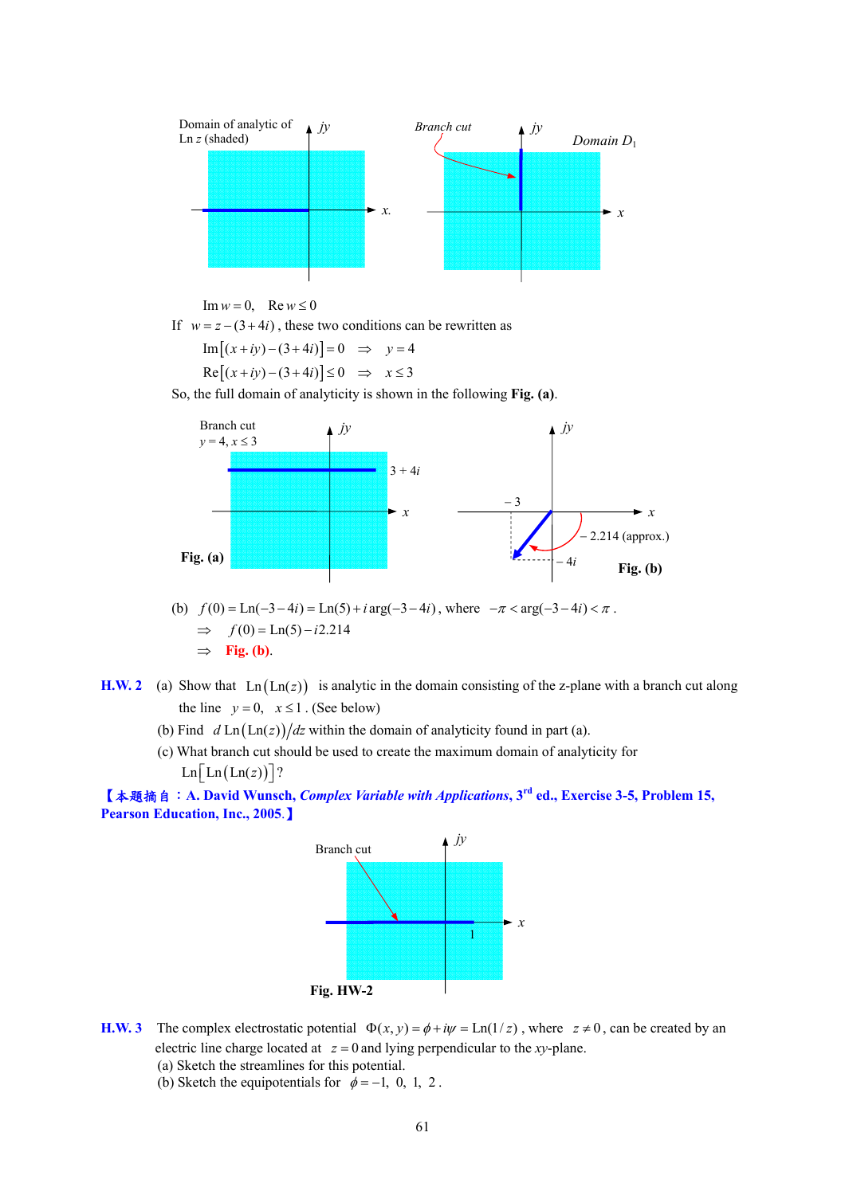Domain of analytic of Ln $z$ (shaded)

Branch cut

Domain $D_1$

$$\operatorname{Im} w = 0, \quad \operatorname{Re} w \le 0$$

If $w = z - (3+4i)$, these two conditions can be rewritten as

$$\operatorname{Im}\left[(x+iy)-(3+4i)\right] = 0 \quad \Rightarrow \quad y = 4$$

$$\operatorname{Re}\left[(x+iy)-(3+4i)\right] \le 0 \quad \Rightarrow \quad x \le 3$$

So, the full domain of analyticity is shown in the following **Fig. (a)**.

Branch cut $y = 4,\ x \le 3$

$3+4i$

**Fig. (a)**

$-3$

$-2.214$ (approx.)

$-4i$

**Fig. (b)**

(b) $f(0) = \operatorname{Ln}(-3-4i) = \operatorname{Ln}(5) + i\arg(-3-4i)$, where $-\pi < \arg(-3-4i) < \pi$.

$\Rightarrow \quad f(0) = \operatorname{Ln}(5) - i2.214$

$\Rightarrow$ **Fig. (b)**.

**H.W. 2** (a) Show that $\operatorname{Ln}(\operatorname{Ln}(z))$ is analytic in the domain consisting of the z-plane with a branch cut along the line $y = 0,\ x \le 1$. (See below)

(b) Find $d\operatorname{Ln}(\operatorname{Ln}(z))/dz$ within the domain of analyticity found in part (a).

(c) What branch cut should be used to create the maximum domain of analyticity for $\operatorname{Ln}\left[\operatorname{Ln}(\operatorname{Ln}(z))\right]$?

**【本題摘自：A. David Wunsch, *Complex Variable with Applications*, 3rd ed., Exercise 3-5, Problem 15, Pearson Education, Inc., 2005.】**

Branch cut

1

**Fig. HW-2**

**H.W. 3** The complex electrostatic potential $\Phi(x,y) = \phi + i\psi = \operatorname{Ln}(1/z)$, where $z \ne 0$, can be created by an electric line charge located at $z = 0$ and lying perpendicular to the $xy$-plane.

(a) Sketch the streamlines for this potential.

(b) Sketch the equipotentials for $\phi = -1,\ 0,\ 1,\ 2$.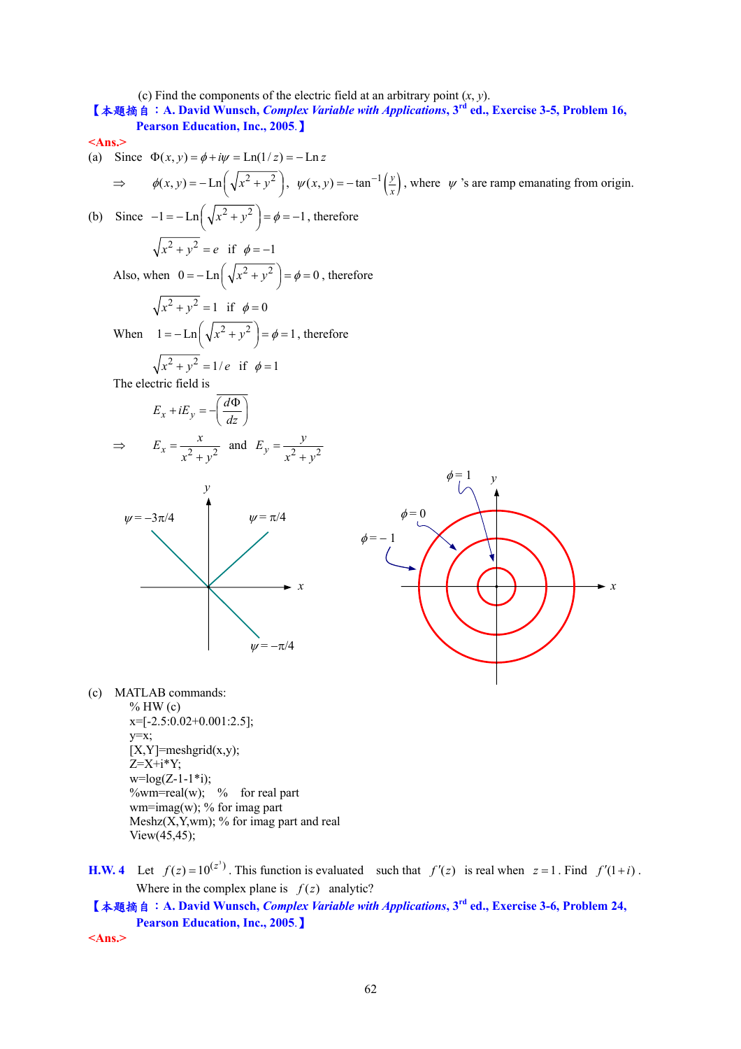(c) Find the components of the electric field at an arbitrary point $(x, y)$.

【本題摘自：A. David Wunsch, *Complex Variable with Applications*, 3rd ed., Exercise 3-5, Problem 16, Pearson Education, Inc., 2005.】

<Ans.>

(a) Since $\Phi(x, y) = \phi + i\psi = \text{Ln}(1/z) = -\text{Ln}\, z$

$\Rightarrow$ $\phi(x, y) = -\text{Ln}\left(\sqrt{x^2 + y^2}\right)$, $\psi(x, y) = -\tan^{-1}\left(\frac{y}{x}\right)$, where $\psi$ 's are ramp emanating from origin.

(b) Since $-1 = -\text{Ln}\left(\sqrt{x^2 + y^2}\right) = \phi = -1$, therefore

$\sqrt{x^2 + y^2} = e$ if $\phi = -1$

Also, when $0 = -\text{Ln}\left(\sqrt{x^2 + y^2}\right) = \phi = 0$, therefore

$\sqrt{x^2 + y^2} = 1$ if $\phi = 0$

When $1 = -\text{Ln}\left(\sqrt{x^2 + y^2}\right) = \phi = 1$, therefore

$\sqrt{x^2 + y^2} = 1/e$ if $\phi = 1$

The electric field is

$$E_x + iE_y = -\overline{\left(\frac{d\Phi}{dz}\right)}$$

$$\Rightarrow \quad E_x = \frac{x}{x^2 + y^2} \quad \text{and} \quad E_y = \frac{y}{x^2 + y^2}$$

(c) MATLAB commands:

```
% HW (c)
x=[-2.5:0.02+0.001:2.5];
y=x;
[X,Y]=meshgrid(x,y);
Z=X+i*Y;
w=log(Z-1-1*i);
%wm=real(w);   %   for real part
wm=imag(w); % for imag part
Meshz(X,Y,wm); % for imag part and real
View(45,45);
```

**H.W. 4** Let $f(z) = 10^{(z^3)}$. This function is evaluated such that $f'(z)$ is real when $z = 1$. Find $f'(1+i)$. Where in the complex plane is $f(z)$ analytic?

【本題摘自：A. David Wunsch, *Complex Variable with Applications*, 3rd ed., Exercise 3-6, Problem 24, Pearson Education, Inc., 2005.】

<Ans.>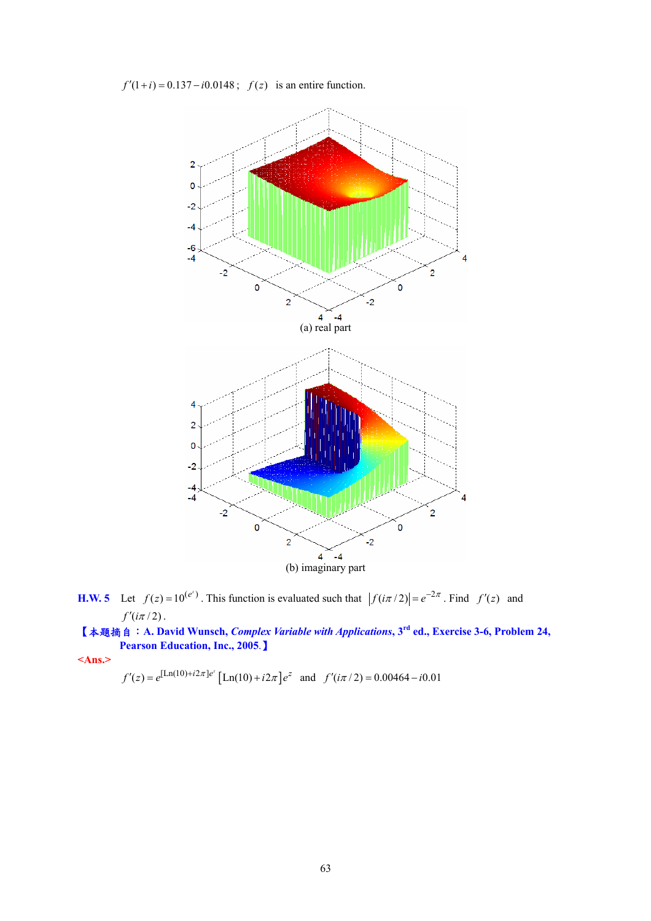$f'(1+i) = 0.137 - i0.0148$ ; $f(z)$ is an entire function.

(a) real part

(b) imaginary part

**H.W. 5** Let $f(z) = 10^{(e^z)}$. This function is evaluated such that $|f(i\pi/2)| = e^{-2\pi}$. Find $f'(z)$ and $f'(i\pi/2)$.

**【本題摘自：A. David Wunsch, *Complex Variable with Applications*, 3rd ed., Exercise 3-6, Problem 24, Pearson Education, Inc., 2005.】**

**<Ans.>**

$f'(z) = e^{[\mathrm{Ln}(10)+i2\pi]e^z}\left[\mathrm{Ln}(10)+i2\pi\right]e^z$ and $f'(i\pi/2) = 0.00464 - i0.01$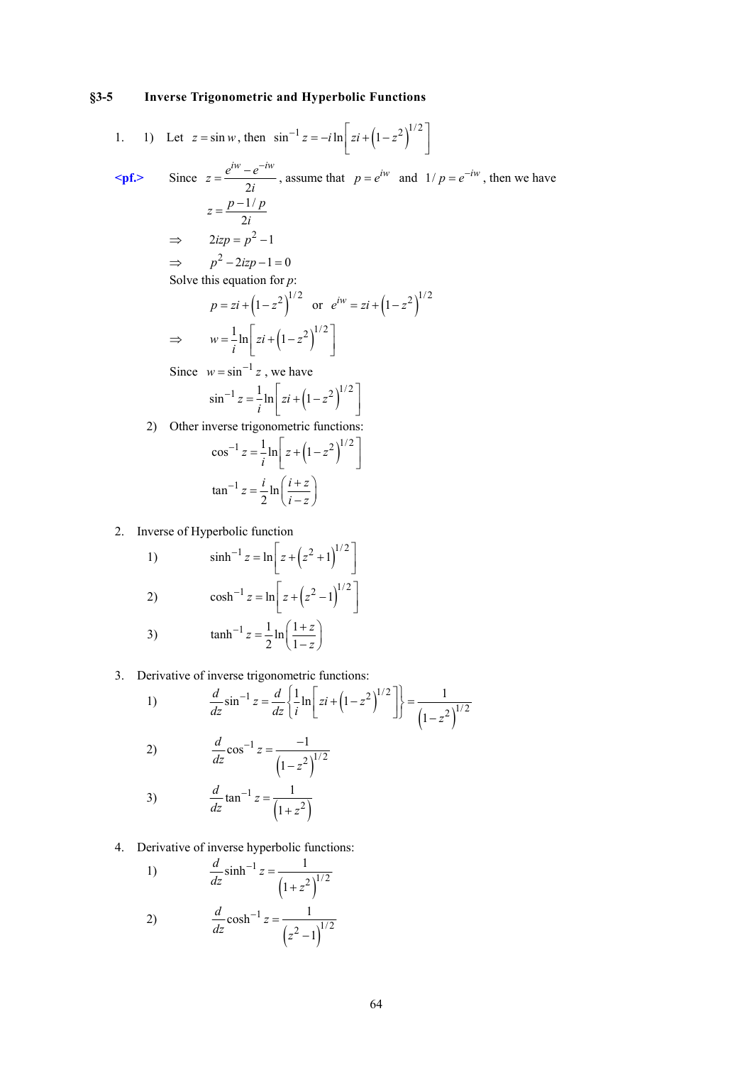## §3-5 Inverse Trigonometric and Hyperbolic Functions

1. 1) Let $z = \sin w$, then $\sin^{-1} z = -i \ln\left[ zi + \left(1 - z^2\right)^{1/2} \right]$

**<pf.>** Since $z = \dfrac{e^{iw} - e^{-iw}}{2i}$, assume that $p = e^{iw}$ and $1/p = e^{-iw}$, then we have

$$z = \frac{p - 1/p}{2i}$$

$$\Rightarrow \quad 2izp = p^2 - 1$$

$$\Rightarrow \quad p^2 - 2izp - 1 = 0$$

Solve this equation for $p$:

$$p = zi + \left(1 - z^2\right)^{1/2} \quad \text{or} \quad e^{iw} = zi + \left(1 - z^2\right)^{1/2}$$

$$\Rightarrow \quad w = \frac{1}{i} \ln\left[ zi + \left(1 - z^2\right)^{1/2} \right]$$

Since $w = \sin^{-1} z$, we have

$$\sin^{-1} z = \frac{1}{i} \ln\left[ zi + \left(1 - z^2\right)^{1/2} \right]$$

2) Other inverse trigonometric functions:

$$\cos^{-1} z = \frac{1}{i} \ln\left[ z + \left(1 - z^2\right)^{1/2} \right]$$

$$\tan^{-1} z = \frac{i}{2} \ln\left( \frac{i + z}{i - z} \right)$$

2. Inverse of Hyperbolic function

1) $$\sinh^{-1} z = \ln\left[ z + \left(z^2 + 1\right)^{1/2} \right]$$

2) $$\cosh^{-1} z = \ln\left[ z + \left(z^2 - 1\right)^{1/2} \right]$$

3) $$\tanh^{-1} z = \frac{1}{2} \ln\left( \frac{1 + z}{1 - z} \right)$$

3. Derivative of inverse trigonometric functions:

1) $$\frac{d}{dz} \sin^{-1} z = \frac{d}{dz} \left\{ \frac{1}{i} \ln\left[ zi + \left(1 - z^2\right)^{1/2} \right] \right\} = \frac{1}{\left(1 - z^2\right)^{1/2}}$$

2) $$\frac{d}{dz} \cos^{-1} z = \frac{-1}{\left(1 - z^2\right)^{1/2}}$$

3) $$\frac{d}{dz} \tan^{-1} z = \frac{1}{\left(1 + z^2\right)}$$

4. Derivative of inverse hyperbolic functions:

1) $$\frac{d}{dz} \sinh^{-1} z = \frac{1}{\left(1 + z^2\right)^{1/2}}$$

2) $$\frac{d}{dz} \cosh^{-1} z = \frac{1}{\left(z^2 - 1\right)^{1/2}}$$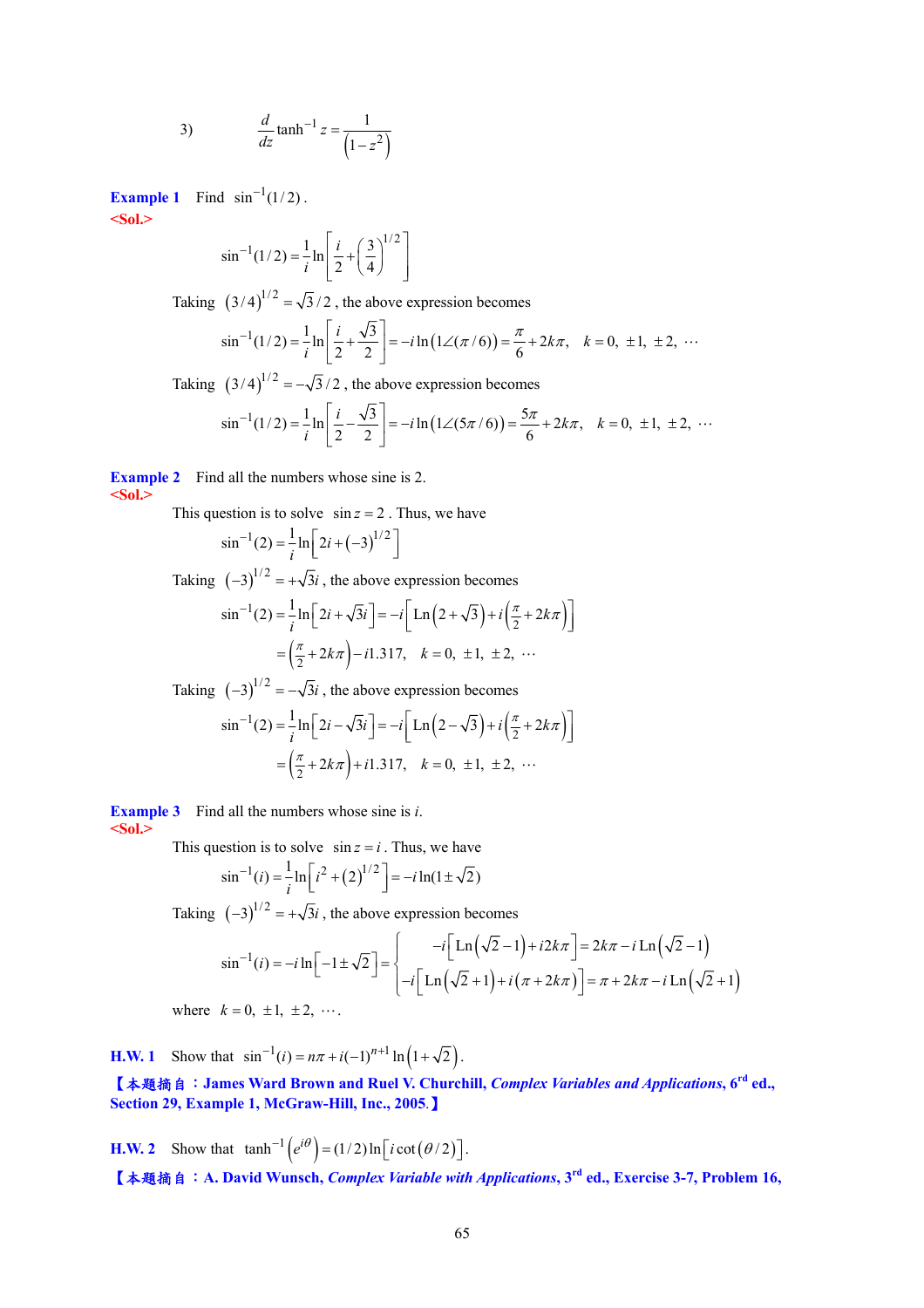3) $$\frac{d}{dz}\tanh^{-1} z = \frac{1}{\left(1-z^2\right)}$$

**Example 1** Find $\sin^{-1}(1/2)$.

**<Sol.>**

$$\sin^{-1}(1/2) = \frac{1}{i}\ln\left[\frac{i}{2} + \left(\frac{3}{4}\right)^{1/2}\right]$$

Taking $(3/4)^{1/2} = \sqrt{3}/2$, the above expression becomes

$$\sin^{-1}(1/2) = \frac{1}{i}\ln\left[\frac{i}{2} + \frac{\sqrt{3}}{2}\right] = -i\ln\left(1\angle(\pi/6)\right) = \frac{\pi}{6} + 2k\pi, \quad k = 0, \ \pm 1, \ \pm 2, \ \cdots$$

Taking $(3/4)^{1/2} = -\sqrt{3}/2$, the above expression becomes

$$\sin^{-1}(1/2) = \frac{1}{i}\ln\left[\frac{i}{2} - \frac{\sqrt{3}}{2}\right] = -i\ln\left(1\angle(5\pi/6)\right) = \frac{5\pi}{6} + 2k\pi, \quad k = 0, \ \pm 1, \ \pm 2, \ \cdots$$

**Example 2** Find all the numbers whose sine is 2.

**<Sol.>**

This question is to solve $\sin z = 2$. Thus, we have

$$\sin^{-1}(2) = \frac{1}{i}\ln\left[2i + (-3)^{1/2}\right]$$

Taking $(-3)^{1/2} = +\sqrt{3}i$, the above expression becomes

$$\sin^{-1}(2) = \frac{1}{i}\ln\left[2i + \sqrt{3}i\right] = -i\left[\text{Ln}\left(2+\sqrt{3}\right) + i\left(\frac{\pi}{2} + 2k\pi\right)\right]$$

$$= \left(\frac{\pi}{2} + 2k\pi\right) - i1.317, \quad k = 0, \ \pm 1, \ \pm 2, \ \cdots$$

Taking $(-3)^{1/2} = -\sqrt{3}i$, the above expression becomes

$$\sin^{-1}(2) = \frac{1}{i}\ln\left[2i - \sqrt{3}i\right] = -i\left[\text{Ln}\left(2-\sqrt{3}\right) + i\left(\frac{\pi}{2} + 2k\pi\right)\right]$$

$$= \left(\frac{\pi}{2} + 2k\pi\right) + i1.317, \quad k = 0, \ \pm 1, \ \pm 2, \ \cdots$$

**Example 3** Find all the numbers whose sine is $i$.

**<Sol.>**

This question is to solve $\sin z = i$. Thus, we have

$$\sin^{-1}(i) = \frac{1}{i}\ln\left[i^2 + (2)^{1/2}\right] = -i\ln(1 \pm \sqrt{2})$$

Taking $(-3)^{1/2} = +\sqrt{3}i$, the above expression becomes

$$\sin^{-1}(i) = -i\ln\left[-1 \pm \sqrt{2}\right] = \begin{cases} -i\left[\text{Ln}\left(\sqrt{2}-1\right) + i2k\pi\right] = 2k\pi - i\,\text{Ln}\left(\sqrt{2}-1\right) \\ -i\left[\text{Ln}\left(\sqrt{2}+1\right) + i\left(\pi + 2k\pi\right)\right] = \pi + 2k\pi - i\,\text{Ln}\left(\sqrt{2}+1\right) \end{cases}$$

where $k = 0, \ \pm 1, \ \pm 2, \ \cdots$.

**H.W. 1** Show that $\sin^{-1}(i) = n\pi + i(-1)^{n+1}\ln\left(1+\sqrt{2}\right)$.

**【本題摘自：James Ward Brown and Ruel V. Churchill, *Complex Variables and Applications*, 6rd ed., Section 29, Example 1, McGraw-Hill, Inc., 2005.】**

**H.W. 2** Show that $\tanh^{-1}\left(e^{i\theta}\right) = (1/2)\ln\left[i\cot\left(\theta/2\right)\right]$.

**【本題摘自：A. David Wunsch, *Complex Variable with Applications*, 3rd ed., Exercise 3-7, Problem 16,**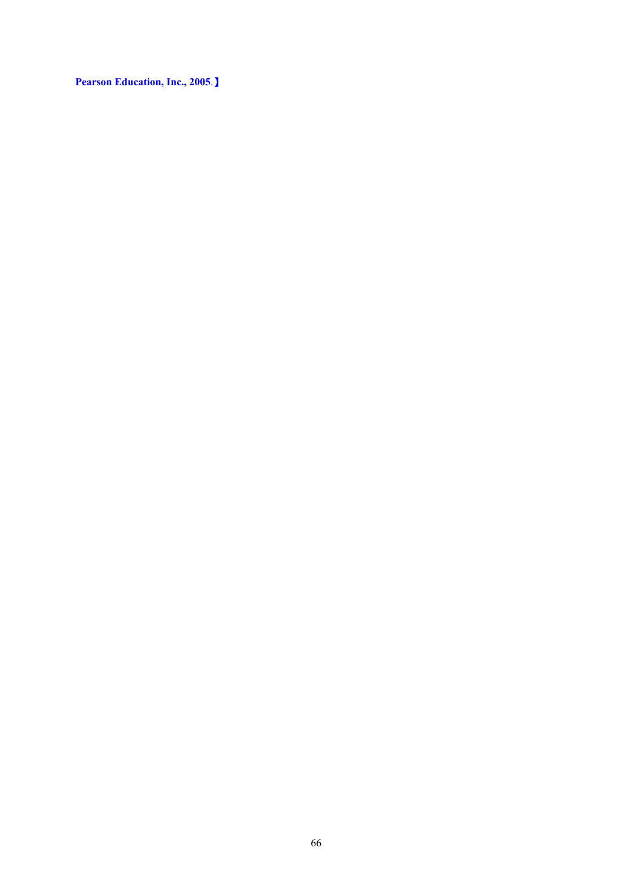**Pearson Education, Inc., 2005.】**